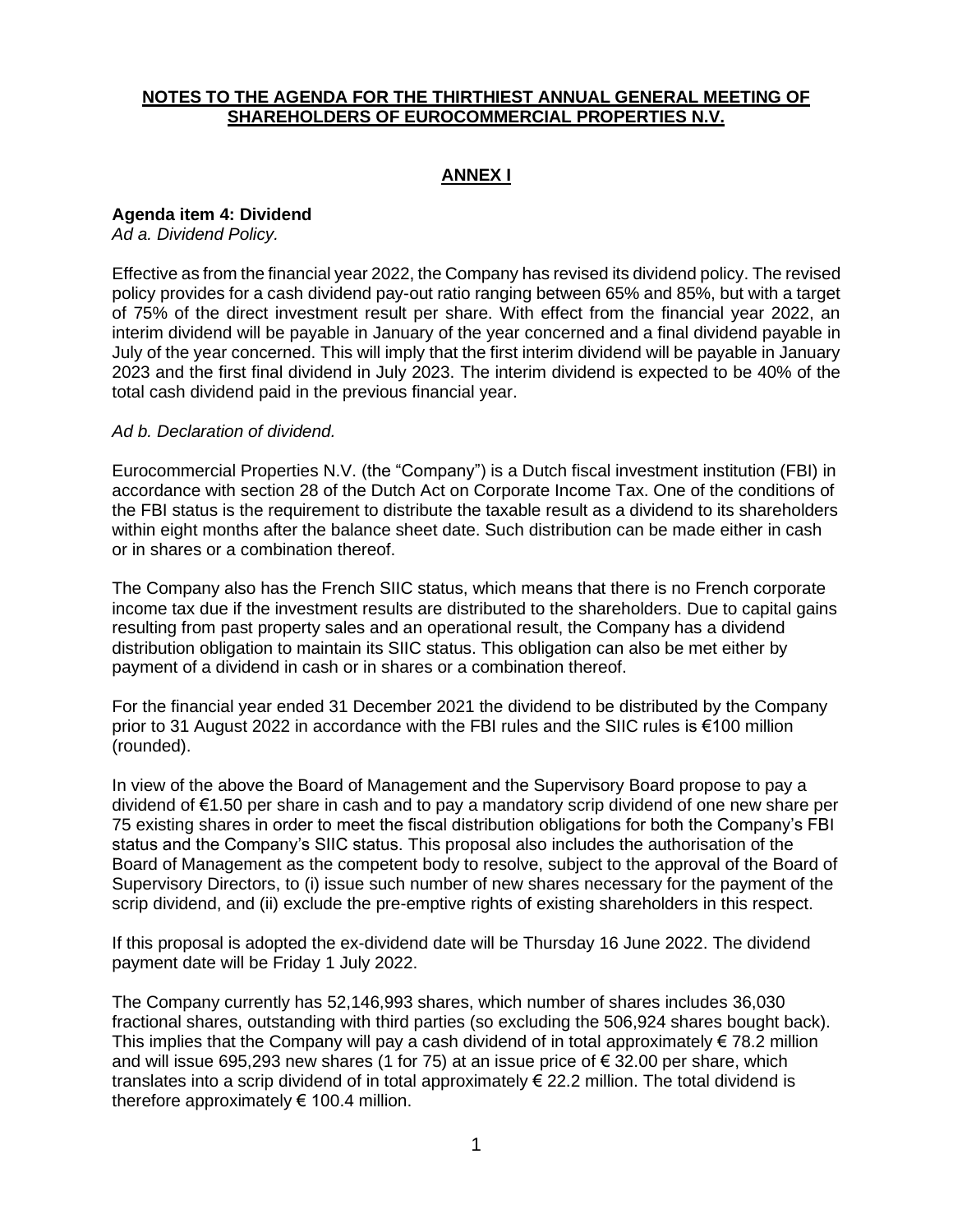**NOTES TO THE AGENDA FOR THE THIRTHIEST ANNUAL GENERAL MEETING OF SHAREHOLDERS OF EUROCOMMERCIAL PROPERTIES N.V.**

**ANNEX I**

**Agenda item 4: Dividend**

*Ad a. Dividend Policy.*

Effective as from the financial year 2022, the Company has revised its dividend policy. The revised policy provides for a cash dividend pay-out ratio ranging between 65% and 85%, but with a target of 75% of the direct investment result per share. With effect from the financial year 2022, an interim dividend will be payable in January of the year concerned and a final dividend payable in July of the year concerned. This will imply that the first interim dividend will be payable in January 2023 and the first final dividend in July 2023. The interim dividend is expected to be 40% of the total cash dividend paid in the previous financial year.

*Ad b. Declaration of dividend.*

Eurocommercial Properties N.V. (the "Company") is a Dutch fiscal investment institution (FBI) in accordance with section 28 of the Dutch Act on Corporate Income Tax. One of the conditions of the FBI status is the requirement to distribute the taxable result as a dividend to its shareholders within eight months after the balance sheet date. Such distribution can be made either in cash or in shares or a combination thereof.

The Company also has the French SIIC status, which means that there is no French corporate income tax due if the investment results are distributed to the shareholders. Due to capital gains resulting from past property sales and an operational result, the Company has a dividend distribution obligation to maintain its SIIC status. This obligation can also be met either by payment of a dividend in cash or in shares or a combination thereof.

For the financial year ended 31 December 2021 the dividend to be distributed by the Company prior to 31 August 2022 in accordance with the FBI rules and the SIIC rules is €100 million (rounded).

In view of the above the Board of Management and the Supervisory Board propose to pay a dividend of €1.50 per share in cash and to pay a mandatory scrip dividend of one new share per 75 existing shares in order to meet the fiscal distribution obligations for both the Company's FBI status and the Company's SIIC status. This proposal also includes the authorisation of the Board of Management as the competent body to resolve, subject to the approval of the Board of Supervisory Directors, to (i) issue such number of new shares necessary for the payment of the scrip dividend, and (ii) exclude the pre-emptive rights of existing shareholders in this respect.

If this proposal is adopted the ex-dividend date will be Thursday 16 June 2022. The dividend payment date will be Friday 1 July 2022.

The Company currently has 52,146,993 shares, which number of shares includes 36,030 fractional shares, outstanding with third parties (so excluding the 506,924 shares bought back). This implies that the Company will pay a cash dividend of in total approximately € 78.2 million and will issue 695,293 new shares (1 for 75) at an issue price of € 32.00 per share, which translates into a scrip dividend of in total approximately € 22.2 million. The total dividend is therefore approximately € 100.4 million.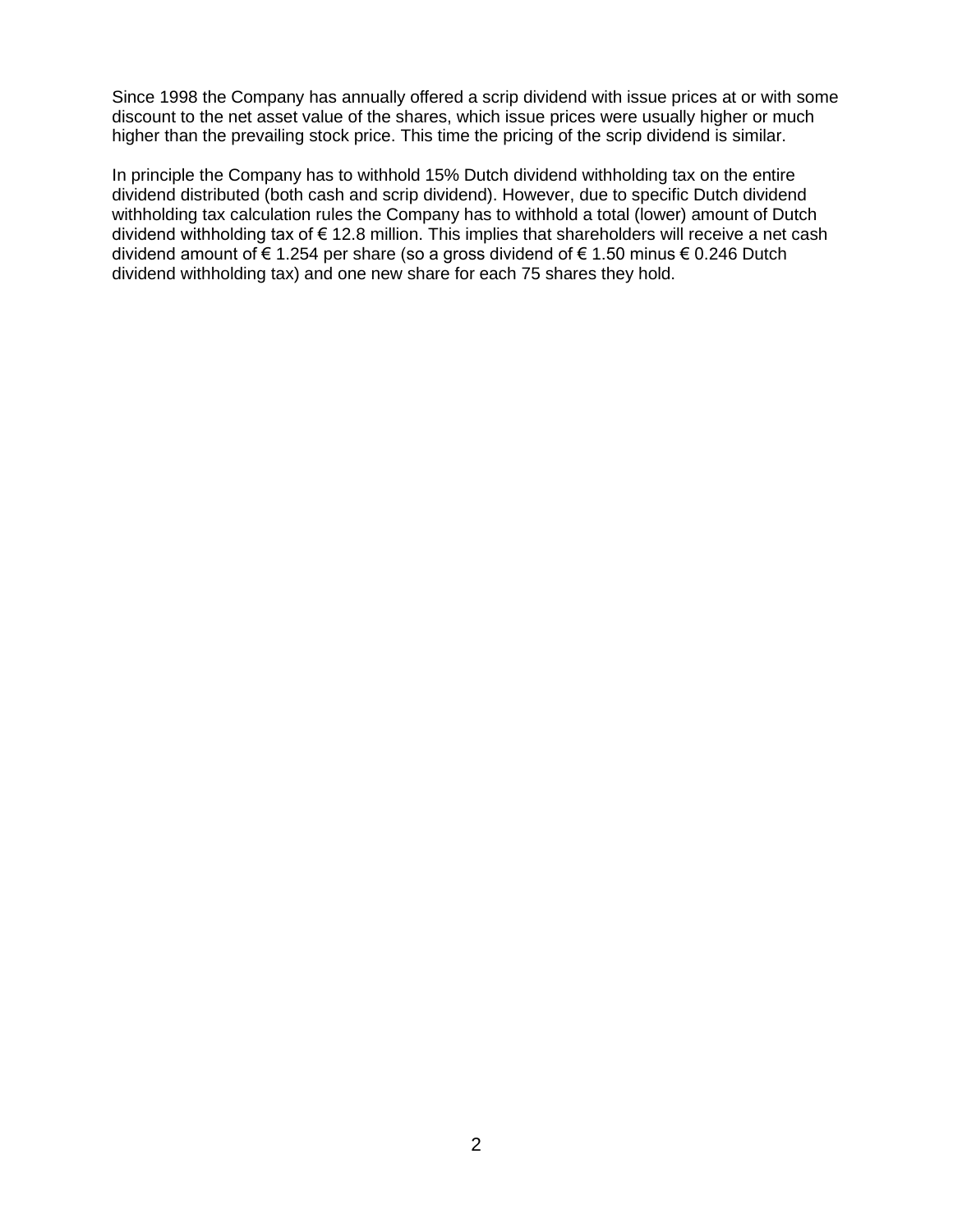Since 1998 the Company has annually offered a scrip dividend with issue prices at or with some discount to the net asset value of the shares, which issue prices were usually higher or much higher than the prevailing stock price. This time the pricing of the scrip dividend is similar.

In principle the Company has to withhold 15% Dutch dividend withholding tax on the entire dividend distributed (both cash and scrip dividend). However, due to specific Dutch dividend withholding tax calculation rules the Company has to withhold a total (lower) amount of Dutch dividend withholding tax of € 12.8 million. This implies that shareholders will receive a net cash dividend amount of € 1.254 per share (so a gross dividend of € 1.50 minus € 0.246 Dutch dividend withholding tax) and one new share for each 75 shares they hold.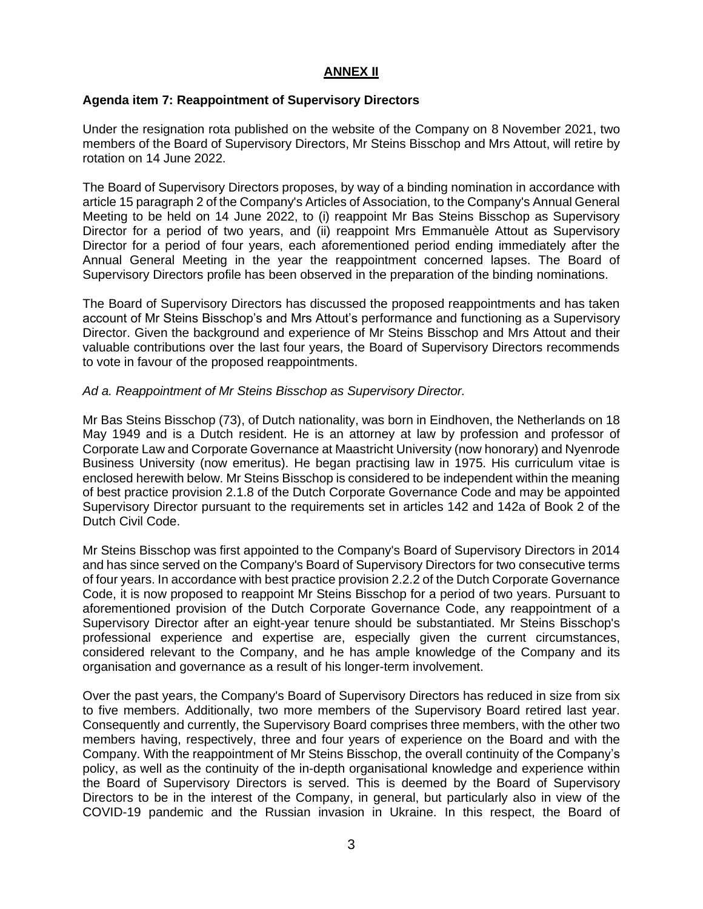## ANNEX II

**Agenda item 7: Reappointment of Supervisory Directors**

Under the resignation rota published on the website of the Company on 8 November 2021, two members of the Board of Supervisory Directors, Mr Steins Bisschop and Mrs Attout, will retire by rotation on 14 June 2022.

The Board of Supervisory Directors proposes, by way of a binding nomination in accordance with article 15 paragraph 2 of the Company's Articles of Association, to the Company's Annual General Meeting to be held on 14 June 2022, to (i) reappoint Mr Bas Steins Bisschop as Supervisory Director for a period of two years, and (ii) reappoint Mrs Emmanuèle Attout as Supervisory Director for a period of four years, each aforementioned period ending immediately after the Annual General Meeting in the year the reappointment concerned lapses. The Board of Supervisory Directors profile has been observed in the preparation of the binding nominations.

The Board of Supervisory Directors has discussed the proposed reappointments and has taken account of Mr Steins Bisschop's and Mrs Attout's performance and functioning as a Supervisory Director. Given the background and experience of Mr Steins Bisschop and Mrs Attout and their valuable contributions over the last four years, the Board of Supervisory Directors recommends to vote in favour of the proposed reappointments.

*Ad a. Reappointment of Mr Steins Bisschop as Supervisory Director.*

Mr Bas Steins Bisschop (73), of Dutch nationality, was born in Eindhoven, the Netherlands on 18 May 1949 and is a Dutch resident. He is an attorney at law by profession and professor of Corporate Law and Corporate Governance at Maastricht University (now honorary) and Nyenrode Business University (now emeritus). He began practising law in 1975. His curriculum vitae is enclosed herewith below. Mr Steins Bisschop is considered to be independent within the meaning of best practice provision 2.1.8 of the Dutch Corporate Governance Code and may be appointed Supervisory Director pursuant to the requirements set in articles 142 and 142a of Book 2 of the Dutch Civil Code.

Mr Steins Bisschop was first appointed to the Company's Board of Supervisory Directors in 2014 and has since served on the Company's Board of Supervisory Directors for two consecutive terms of four years. In accordance with best practice provision 2.2.2 of the Dutch Corporate Governance Code, it is now proposed to reappoint Mr Steins Bisschop for a period of two years. Pursuant to aforementioned provision of the Dutch Corporate Governance Code, any reappointment of a Supervisory Director after an eight-year tenure should be substantiated. Mr Steins Bisschop's professional experience and expertise are, especially given the current circumstances, considered relevant to the Company, and he has ample knowledge of the Company and its organisation and governance as a result of his longer-term involvement.

Over the past years, the Company's Board of Supervisory Directors has reduced in size from six to five members. Additionally, two more members of the Supervisory Board retired last year. Consequently and currently, the Supervisory Board comprises three members, with the other two members having, respectively, three and four years of experience on the Board and with the Company. With the reappointment of Mr Steins Bisschop, the overall continuity of the Company's policy, as well as the continuity of the in-depth organisational knowledge and experience within the Board of Supervisory Directors is served. This is deemed by the Board of Supervisory Directors to be in the interest of the Company, in general, but particularly also in view of the COVID-19 pandemic and the Russian invasion in Ukraine. In this respect, the Board of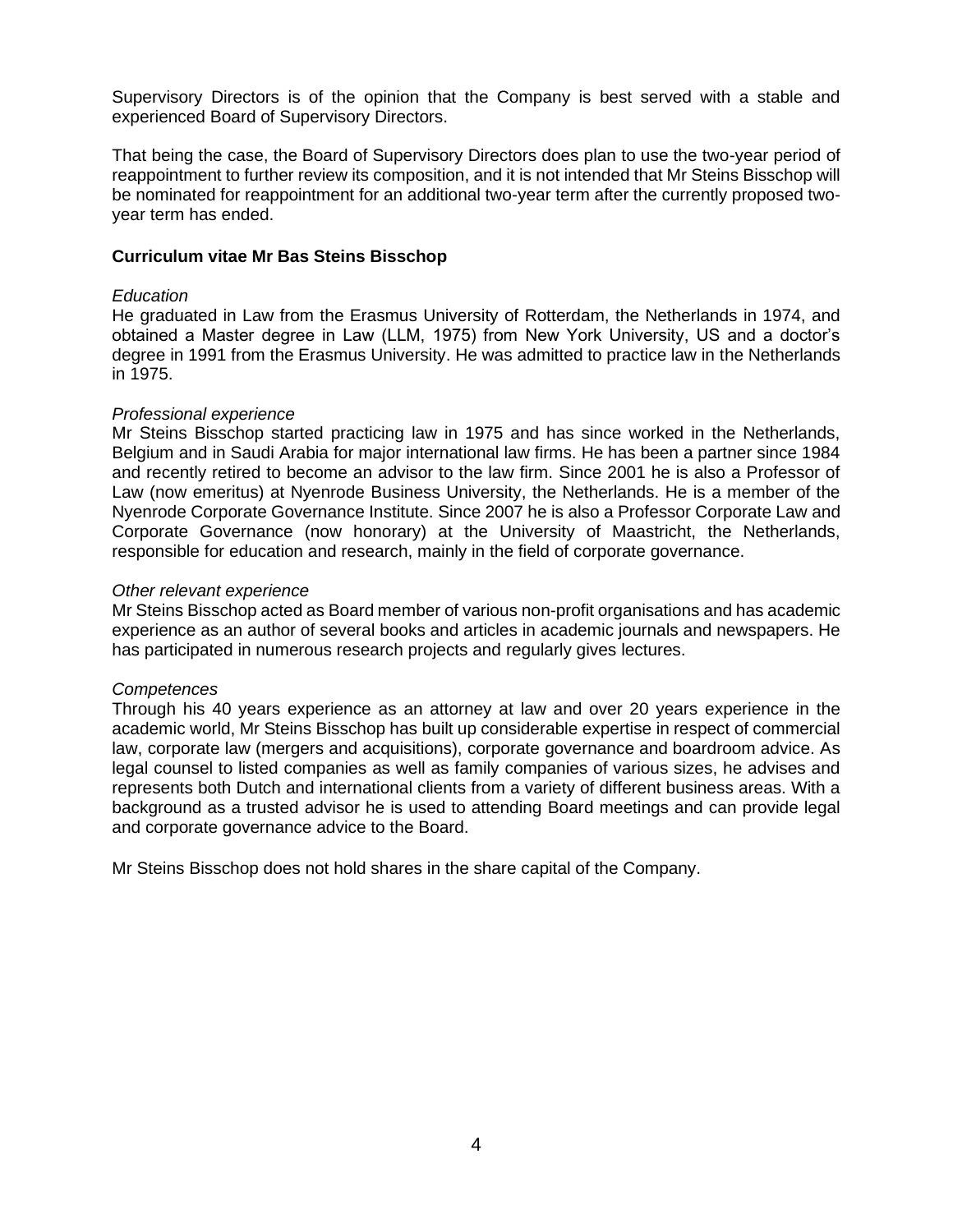Supervisory Directors is of the opinion that the Company is best served with a stable and experienced Board of Supervisory Directors.

That being the case, the Board of Supervisory Directors does plan to use the two-year period of reappointment to further review its composition, and it is not intended that Mr Steins Bisschop will be nominated for reappointment for an additional two-year term after the currently proposed two-year term has ended.

**Curriculum vitae Mr Bas Steins Bisschop**

*Education*

He graduated in Law from the Erasmus University of Rotterdam, the Netherlands in 1974, and obtained a Master degree in Law (LLM, 1975) from New York University, US and a doctor's degree in 1991 from the Erasmus University. He was admitted to practice law in the Netherlands in 1975.

*Professional experience*

Mr Steins Bisschop started practicing law in 1975 and has since worked in the Netherlands, Belgium and in Saudi Arabia for major international law firms. He has been a partner since 1984 and recently retired to become an advisor to the law firm. Since 2001 he is also a Professor of Law (now emeritus) at Nyenrode Business University, the Netherlands. He is a member of the Nyenrode Corporate Governance Institute. Since 2007 he is also a Professor Corporate Law and Corporate Governance (now honorary) at the University of Maastricht, the Netherlands, responsible for education and research, mainly in the field of corporate governance.

*Other relevant experience*

Mr Steins Bisschop acted as Board member of various non-profit organisations and has academic experience as an author of several books and articles in academic journals and newspapers. He has participated in numerous research projects and regularly gives lectures.

*Competences*

Through his 40 years experience as an attorney at law and over 20 years experience in the academic world, Mr Steins Bisschop has built up considerable expertise in respect of commercial law, corporate law (mergers and acquisitions), corporate governance and boardroom advice. As legal counsel to listed companies as well as family companies of various sizes, he advises and represents both Dutch and international clients from a variety of different business areas. With a background as a trusted advisor he is used to attending Board meetings and can provide legal and corporate governance advice to the Board.

Mr Steins Bisschop does not hold shares in the share capital of the Company.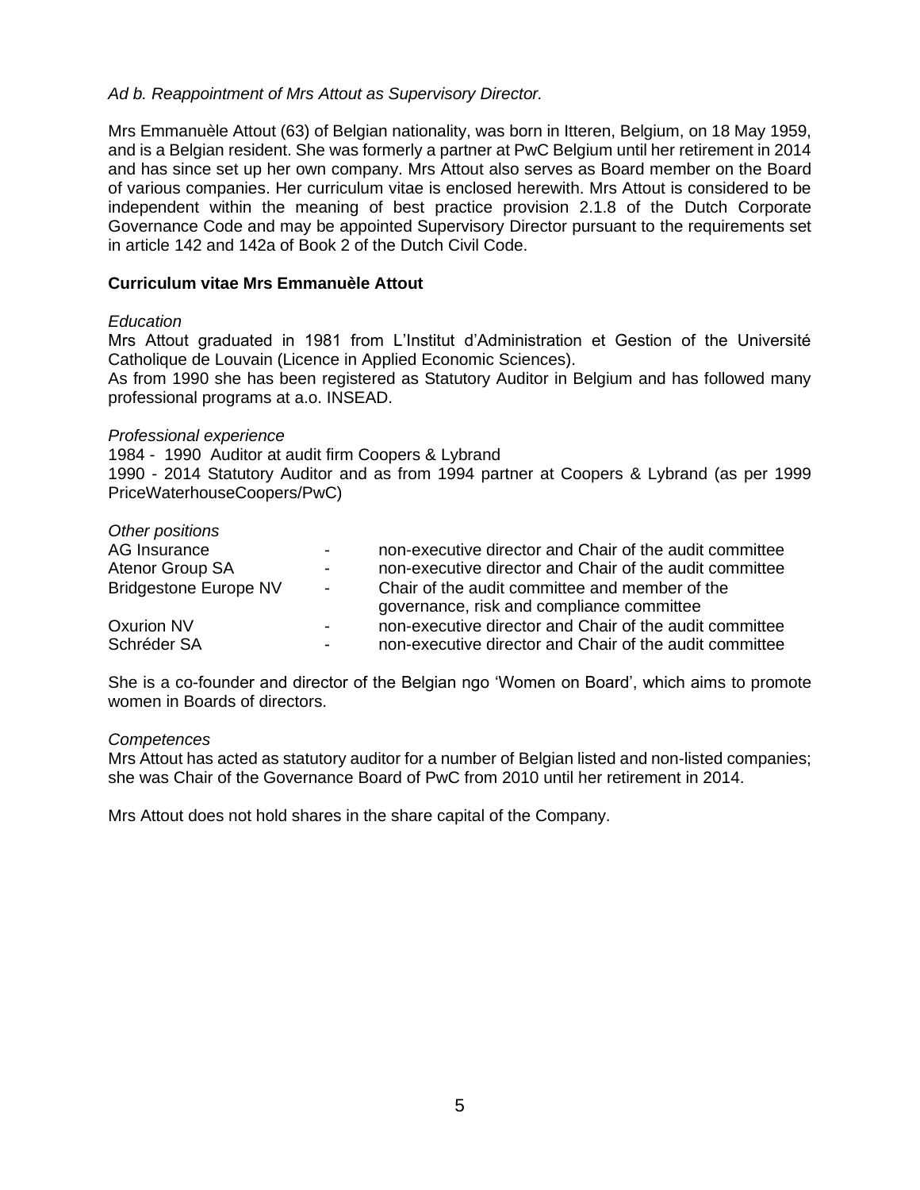*Ad b. Reappointment of Mrs Attout as Supervisory Director.*

Mrs Emmanuèle Attout (63) of Belgian nationality, was born in Itteren, Belgium, on 18 May 1959, and is a Belgian resident. She was formerly a partner at PwC Belgium until her retirement in 2014 and has since set up her own company. Mrs Attout also serves as Board member on the Board of various companies. Her curriculum vitae is enclosed herewith. Mrs Attout is considered to be independent within the meaning of best practice provision 2.1.8 of the Dutch Corporate Governance Code and may be appointed Supervisory Director pursuant to the requirements set in article 142 and 142a of Book 2 of the Dutch Civil Code.

**Curriculum vitae Mrs Emmanuèle Attout**

*Education*

Mrs Attout graduated in 1981 from L'Institut d'Administration et Gestion of the Université Catholique de Louvain (Licence in Applied Economic Sciences).
As from 1990 she has been registered as Statutory Auditor in Belgium and has followed many professional programs at a.o. INSEAD.

*Professional experience*

1984 - 1990 Auditor at audit firm Coopers & Lybrand
1990 - 2014 Statutory Auditor and as from 1994 partner at Coopers & Lybrand (as per 1999 PriceWaterhouseCoopers/PwC)

*Other positions*

| | | |
|---|---|---|
| AG Insurance | - | non-executive director and Chair of the audit committee |
| Atenor Group SA | - | non-executive director and Chair of the audit committee |
| Bridgestone Europe NV | - | Chair of the audit committee and member of the governance, risk and compliance committee |
| Oxurion NV | - | non-executive director and Chair of the audit committee |
| Schréder SA | - | non-executive director and Chair of the audit committee |

She is a co-founder and director of the Belgian ngo 'Women on Board', which aims to promote women in Boards of directors.

*Competences*

Mrs Attout has acted as statutory auditor for a number of Belgian listed and non-listed companies; she was Chair of the Governance Board of PwC from 2010 until her retirement in 2014.

Mrs Attout does not hold shares in the share capital of the Company.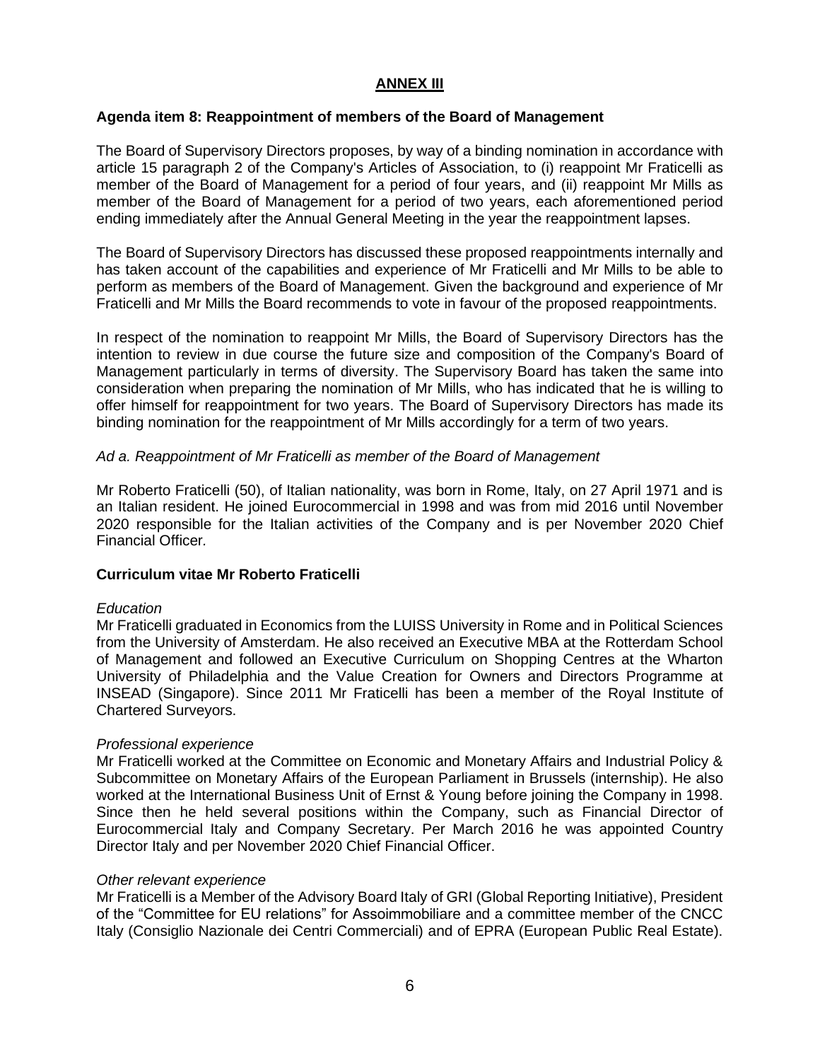## ANNEX III

**Agenda item 8: Reappointment of members of the Board of Management**

The Board of Supervisory Directors proposes, by way of a binding nomination in accordance with article 15 paragraph 2 of the Company's Articles of Association, to (i) reappoint Mr Fraticelli as member of the Board of Management for a period of four years, and (ii) reappoint Mr Mills as member of the Board of Management for a period of two years, each aforementioned period ending immediately after the Annual General Meeting in the year the reappointment lapses.

The Board of Supervisory Directors has discussed these proposed reappointments internally and has taken account of the capabilities and experience of Mr Fraticelli and Mr Mills to be able to perform as members of the Board of Management. Given the background and experience of Mr Fraticelli and Mr Mills the Board recommends to vote in favour of the proposed reappointments.

In respect of the nomination to reappoint Mr Mills, the Board of Supervisory Directors has the intention to review in due course the future size and composition of the Company's Board of Management particularly in terms of diversity. The Supervisory Board has taken the same into consideration when preparing the nomination of Mr Mills, who has indicated that he is willing to offer himself for reappointment for two years. The Board of Supervisory Directors has made its binding nomination for the reappointment of Mr Mills accordingly for a term of two years.

*Ad a. Reappointment of Mr Fraticelli as member of the Board of Management*

Mr Roberto Fraticelli (50), of Italian nationality, was born in Rome, Italy, on 27 April 1971 and is an Italian resident. He joined Eurocommercial in 1998 and was from mid 2016 until November 2020 responsible for the Italian activities of the Company and is per November 2020 Chief Financial Officer.

**Curriculum vitae Mr Roberto Fraticelli**

*Education*

Mr Fraticelli graduated in Economics from the LUISS University in Rome and in Political Sciences from the University of Amsterdam. He also received an Executive MBA at the Rotterdam School of Management and followed an Executive Curriculum on Shopping Centres at the Wharton University of Philadelphia and the Value Creation for Owners and Directors Programme at INSEAD (Singapore). Since 2011 Mr Fraticelli has been a member of the Royal Institute of Chartered Surveyors.

*Professional experience*

Mr Fraticelli worked at the Committee on Economic and Monetary Affairs and Industrial Policy & Subcommittee on Monetary Affairs of the European Parliament in Brussels (internship). He also worked at the International Business Unit of Ernst & Young before joining the Company in 1998. Since then he held several positions within the Company, such as Financial Director of Eurocommercial Italy and Company Secretary. Per March 2016 he was appointed Country Director Italy and per November 2020 Chief Financial Officer.

*Other relevant experience*

Mr Fraticelli is a Member of the Advisory Board Italy of GRI (Global Reporting Initiative), President of the "Committee for EU relations" for Assoimmobiliare and a committee member of the CNCC Italy (Consiglio Nazionale dei Centri Commerciali) and of EPRA (European Public Real Estate).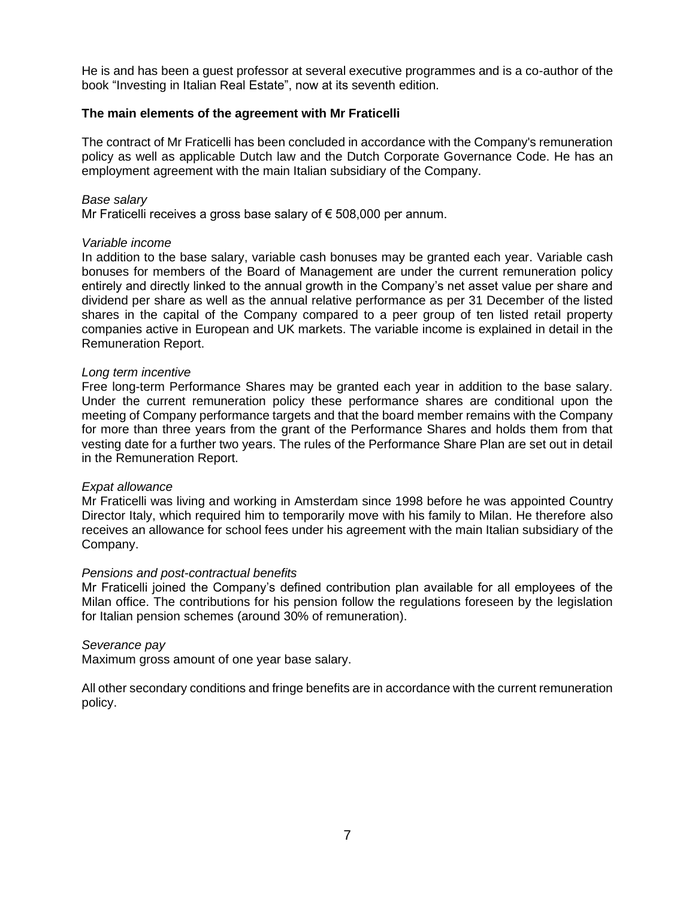He is and has been a guest professor at several executive programmes and is a co-author of the book “Investing in Italian Real Estate”, now at its seventh edition.

**The main elements of the agreement with Mr Fraticelli**

The contract of Mr Fraticelli has been concluded in accordance with the Company's remuneration policy as well as applicable Dutch law and the Dutch Corporate Governance Code. He has an employment agreement with the main Italian subsidiary of the Company.

*Base salary*
Mr Fraticelli receives a gross base salary of € 508,000 per annum.

*Variable income*
In addition to the base salary, variable cash bonuses may be granted each year. Variable cash bonuses for members of the Board of Management are under the current remuneration policy entirely and directly linked to the annual growth in the Company’s net asset value per share and dividend per share as well as the annual relative performance as per 31 December of the listed shares in the capital of the Company compared to a peer group of ten listed retail property companies active in European and UK markets. The variable income is explained in detail in the Remuneration Report.

*Long term incentive*
Free long-term Performance Shares may be granted each year in addition to the base salary. Under the current remuneration policy these performance shares are conditional upon the meeting of Company performance targets and that the board member remains with the Company for more than three years from the grant of the Performance Shares and holds them from that vesting date for a further two years. The rules of the Performance Share Plan are set out in detail in the Remuneration Report.

*Expat allowance*
Mr Fraticelli was living and working in Amsterdam since 1998 before he was appointed Country Director Italy, which required him to temporarily move with his family to Milan. He therefore also receives an allowance for school fees under his agreement with the main Italian subsidiary of the Company.

*Pensions and post-contractual benefits*
Mr Fraticelli joined the Company’s defined contribution plan available for all employees of the Milan office. The contributions for his pension follow the regulations foreseen by the legislation for Italian pension schemes (around 30% of remuneration).

*Severance pay*
Maximum gross amount of one year base salary.

All other secondary conditions and fringe benefits are in accordance with the current remuneration policy.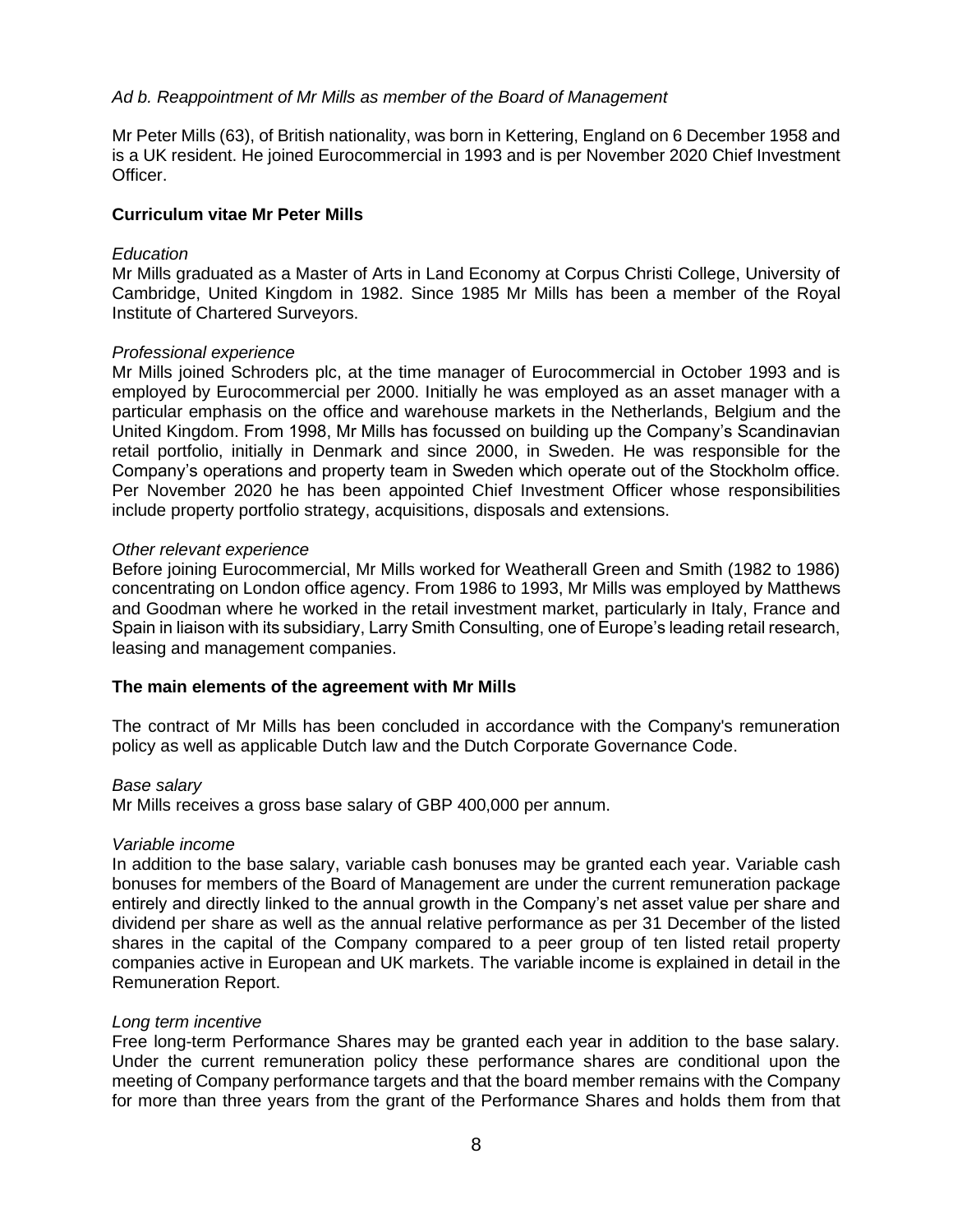*Ad b. Reappointment of Mr Mills as member of the Board of Management*

Mr Peter Mills (63), of British nationality, was born in Kettering, England on 6 December 1958 and is a UK resident. He joined Eurocommercial in 1993 and is per November 2020 Chief Investment Officer.

**Curriculum vitae Mr Peter Mills**

*Education*
Mr Mills graduated as a Master of Arts in Land Economy at Corpus Christi College, University of Cambridge, United Kingdom in 1982. Since 1985 Mr Mills has been a member of the Royal Institute of Chartered Surveyors.

*Professional experience*
Mr Mills joined Schroders plc, at the time manager of Eurocommercial in October 1993 and is employed by Eurocommercial per 2000. Initially he was employed as an asset manager with a particular emphasis on the office and warehouse markets in the Netherlands, Belgium and the United Kingdom. From 1998, Mr Mills has focussed on building up the Company's Scandinavian retail portfolio, initially in Denmark and since 2000, in Sweden. He was responsible for the Company's operations and property team in Sweden which operate out of the Stockholm office. Per November 2020 he has been appointed Chief Investment Officer whose responsibilities include property portfolio strategy, acquisitions, disposals and extensions.

*Other relevant experience*
Before joining Eurocommercial, Mr Mills worked for Weatherall Green and Smith (1982 to 1986) concentrating on London office agency. From 1986 to 1993, Mr Mills was employed by Matthews and Goodman where he worked in the retail investment market, particularly in Italy, France and Spain in liaison with its subsidiary, Larry Smith Consulting, one of Europe's leading retail research, leasing and management companies.

**The main elements of the agreement with Mr Mills**

The contract of Mr Mills has been concluded in accordance with the Company's remuneration policy as well as applicable Dutch law and the Dutch Corporate Governance Code.

*Base salary*
Mr Mills receives a gross base salary of GBP 400,000 per annum.

*Variable income*
In addition to the base salary, variable cash bonuses may be granted each year. Variable cash bonuses for members of the Board of Management are under the current remuneration package entirely and directly linked to the annual growth in the Company's net asset value per share and dividend per share as well as the annual relative performance as per 31 December of the listed shares in the capital of the Company compared to a peer group of ten listed retail property companies active in European and UK markets. The variable income is explained in detail in the Remuneration Report.

*Long term incentive*
Free long-term Performance Shares may be granted each year in addition to the base salary. Under the current remuneration policy these performance shares are conditional upon the meeting of Company performance targets and that the board member remains with the Company for more than three years from the grant of the Performance Shares and holds them from that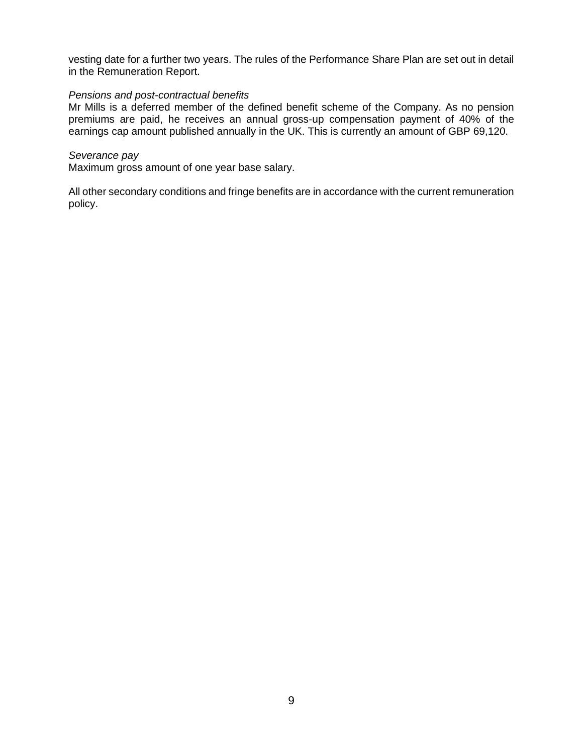vesting date for a further two years. The rules of the Performance Share Plan are set out in detail in the Remuneration Report.

*Pensions and post-contractual benefits*
Mr Mills is a deferred member of the defined benefit scheme of the Company. As no pension premiums are paid, he receives an annual gross-up compensation payment of 40% of the earnings cap amount published annually in the UK. This is currently an amount of GBP 69,120.

*Severance pay*
Maximum gross amount of one year base salary.

All other secondary conditions and fringe benefits are in accordance with the current remuneration policy.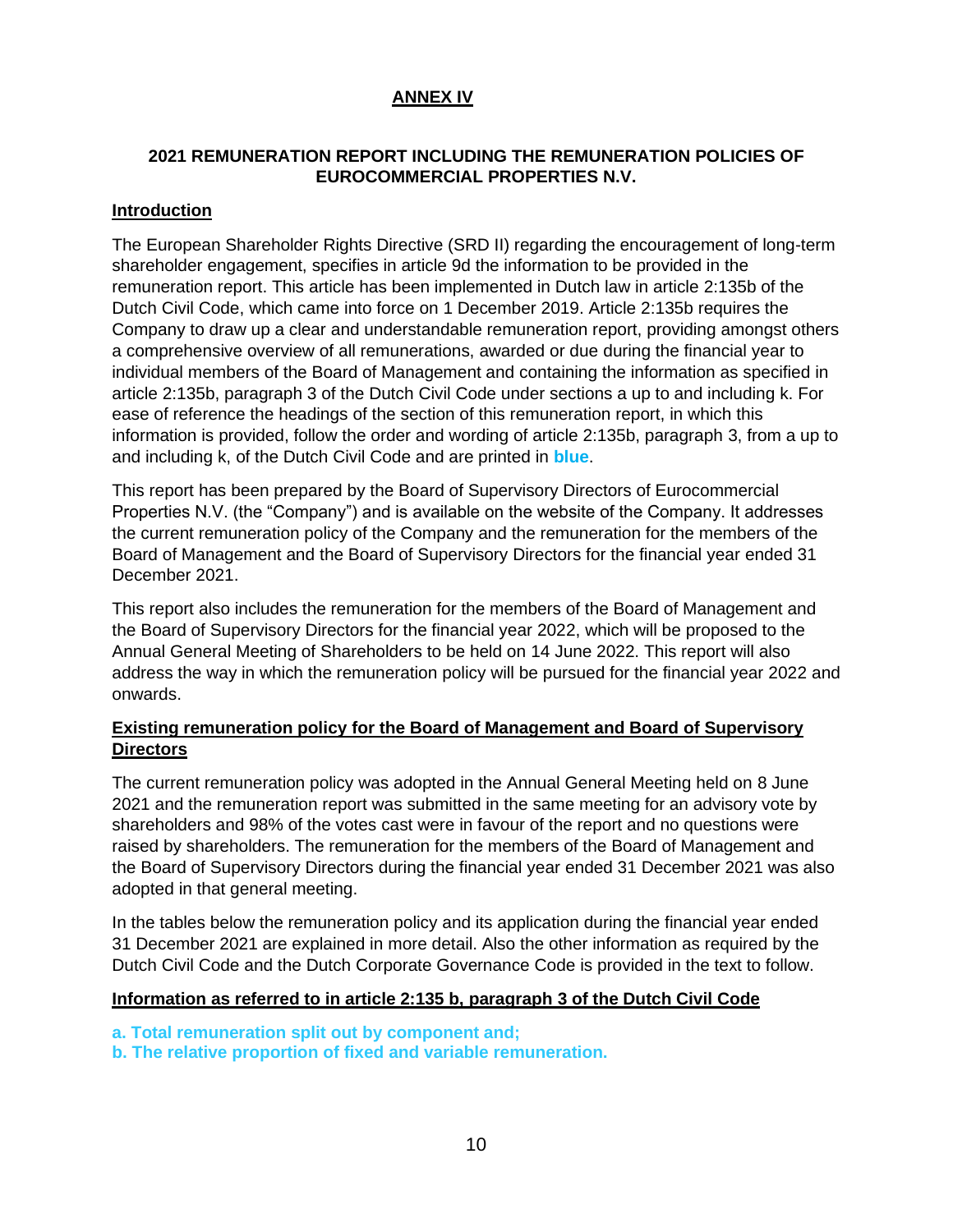# ANNEX IV

## 2021 REMUNERATION REPORT INCLUDING THE REMUNERATION POLICIES OF EUROCOMMERCIAL PROPERTIES N.V.

### Introduction

The European Shareholder Rights Directive (SRD II) regarding the encouragement of long-term shareholder engagement, specifies in article 9d the information to be provided in the remuneration report. This article has been implemented in Dutch law in article 2:135b of the Dutch Civil Code, which came into force on 1 December 2019. Article 2:135b requires the Company to draw up a clear and understandable remuneration report, providing amongst others a comprehensive overview of all remunerations, awarded or due during the financial year to individual members of the Board of Management and containing the information as specified in article 2:135b, paragraph 3 of the Dutch Civil Code under sections a up to and including k. For ease of reference the headings of the section of this remuneration report, in which this information is provided, follow the order and wording of article 2:135b, paragraph 3, from a up to and including k, of the Dutch Civil Code and are printed in **blue**.

This report has been prepared by the Board of Supervisory Directors of Eurocommercial Properties N.V. (the "Company") and is available on the website of the Company. It addresses the current remuneration policy of the Company and the remuneration for the members of the Board of Management and the Board of Supervisory Directors for the financial year ended 31 December 2021.

This report also includes the remuneration for the members of the Board of Management and the Board of Supervisory Directors for the financial year 2022, which will be proposed to the Annual General Meeting of Shareholders to be held on 14 June 2022. This report will also address the way in which the remuneration policy will be pursued for the financial year 2022 and onwards.

### Existing remuneration policy for the Board of Management and Board of Supervisory Directors

The current remuneration policy was adopted in the Annual General Meeting held on 8 June 2021 and the remuneration report was submitted in the same meeting for an advisory vote by shareholders and 98% of the votes cast were in favour of the report and no questions were raised by shareholders. The remuneration for the members of the Board of Management and the Board of Supervisory Directors during the financial year ended 31 December 2021 was also adopted in that general meeting.

In the tables below the remuneration policy and its application during the financial year ended 31 December 2021 are explained in more detail. Also the other information as required by the Dutch Civil Code and the Dutch Corporate Governance Code is provided in the text to follow.

### Information as referred to in article 2:135 b, paragraph 3 of the Dutch Civil Code

**a. Total remuneration split out by component and;**
**b. The relative proportion of fixed and variable remuneration.**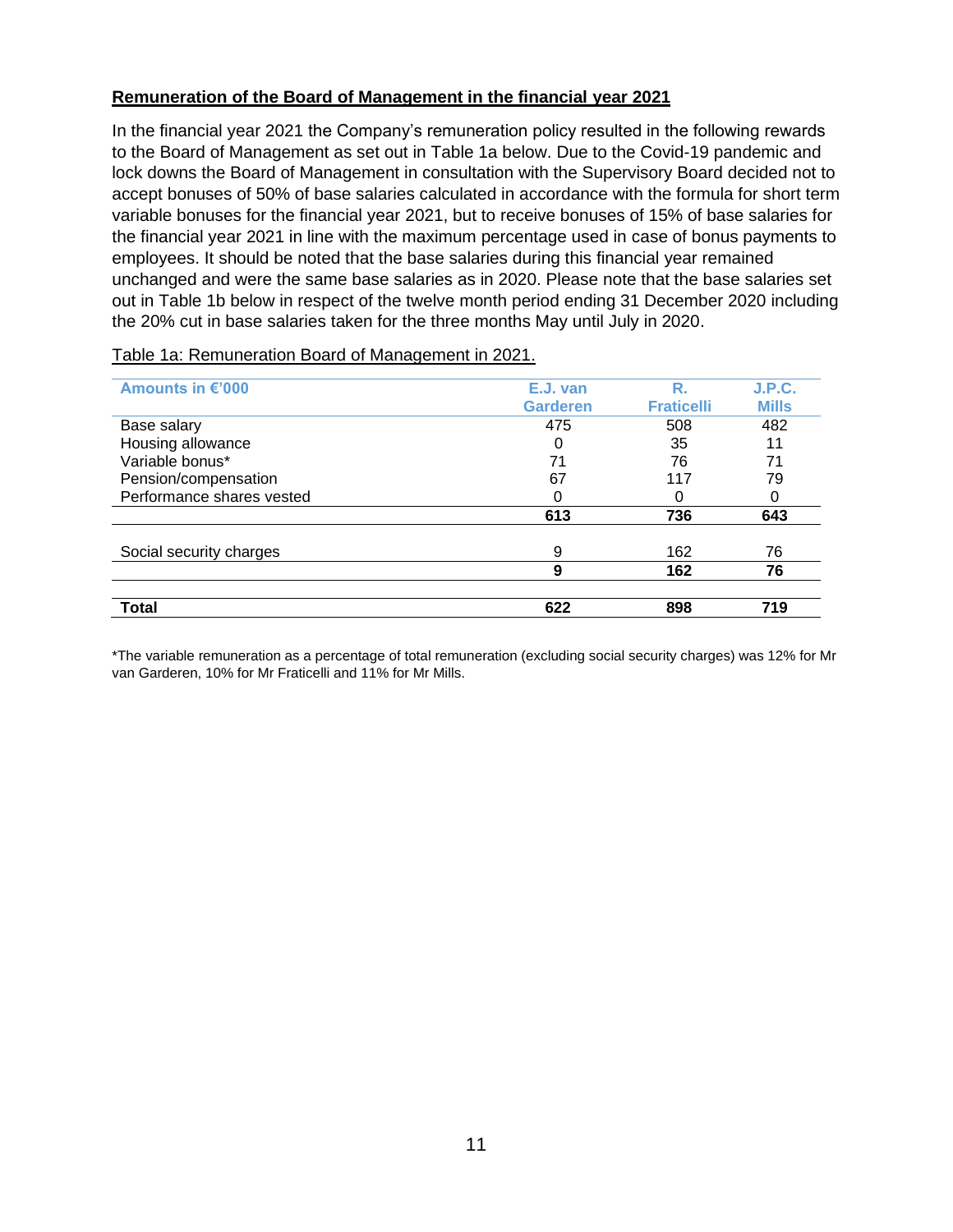**Remuneration of the Board of Management in the financial year 2021**

In the financial year 2021 the Company's remuneration policy resulted in the following rewards to the Board of Management as set out in Table 1a below. Due to the Covid-19 pandemic and lock downs the Board of Management in consultation with the Supervisory Board decided not to accept bonuses of 50% of base salaries calculated in accordance with the formula for short term variable bonuses for the financial year 2021, but to receive bonuses of 15% of base salaries for the financial year 2021 in line with the maximum percentage used in case of bonus payments to employees. It should be noted that the base salaries during this financial year remained unchanged and were the same base salaries as in 2020. Please note that the base salaries set out in Table 1b below in respect of the twelve month period ending 31 December 2020 including the 20% cut in base salaries taken for the three months May until July in 2020.

Table 1a: Remuneration Board of Management in 2021.

| Amounts in €'000 | E.J. van Garderen | R. Fraticelli | J.P.C. Mills |
|---|---|---|---|
| Base salary | 475 | 508 | 482 |
| Housing allowance | 0 | 35 | 11 |
| Variable bonus* | 71 | 76 | 71 |
| Pension/compensation | 67 | 117 | 79 |
| Performance shares vested | 0 | 0 | 0 |
| | **613** | **736** | **643** |
| Social security charges | 9 | 162 | 76 |
| | **9** | **162** | **76** |
| **Total** | **622** | **898** | **719** |

*The variable remuneration as a percentage of total remuneration (excluding social security charges) was 12% for Mr van Garderen, 10% for Mr Fraticelli and 11% for Mr Mills.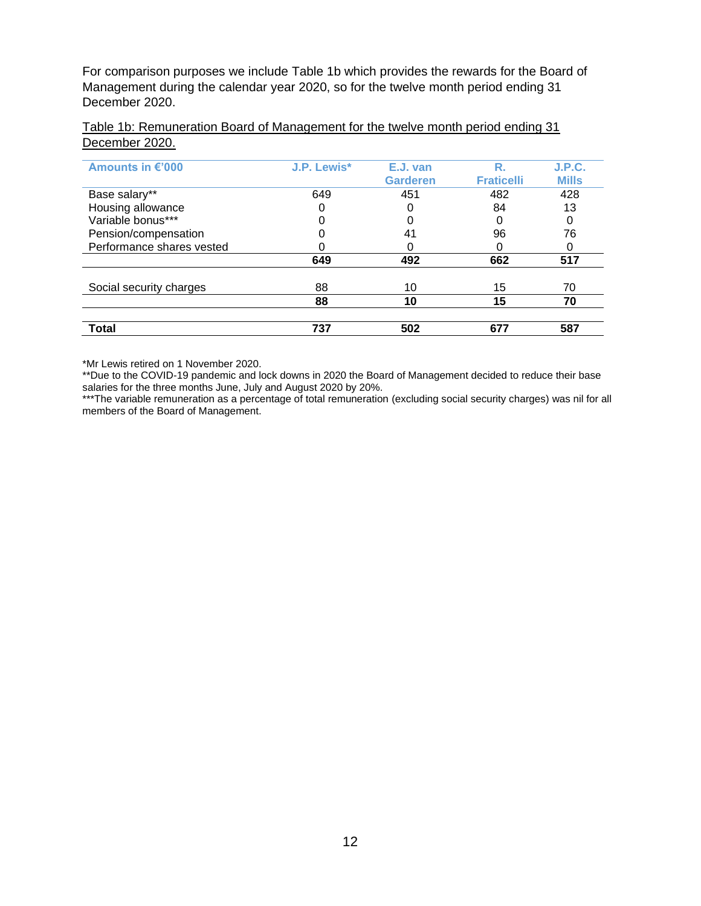For comparison purposes we include Table 1b which provides the rewards for the Board of Management during the calendar year 2020, so for the twelve month period ending 31 December 2020.

Table 1b: Remuneration Board of Management for the twelve month period ending 31 December 2020.

| Amounts in €'000 | J.P. Lewis* | E.J. van Garderen | R. Fraticelli | J.P.C. Mills |
|---|---|---|---|---|
| Base salary** | 649 | 451 | 482 | 428 |
| Housing allowance | 0 | 0 | 84 | 13 |
| Variable bonus*** | 0 | 0 | 0 | 0 |
| Pension/compensation | 0 | 41 | 96 | 76 |
| Performance shares vested | 0 | 0 | 0 | 0 |
| | **649** | **492** | **662** | **517** |
| Social security charges | 88 | 10 | 15 | 70 |
| | **88** | **10** | **15** | **70** |
| **Total** | **737** | **502** | **677** | **587** |

*Mr Lewis retired on 1 November 2020.

**Due to the COVID-19 pandemic and lock downs in 2020 the Board of Management decided to reduce their base salaries for the three months June, July and August 2020 by 20%.

***The variable remuneration as a percentage of total remuneration (excluding social security charges) was nil for all members of the Board of Management.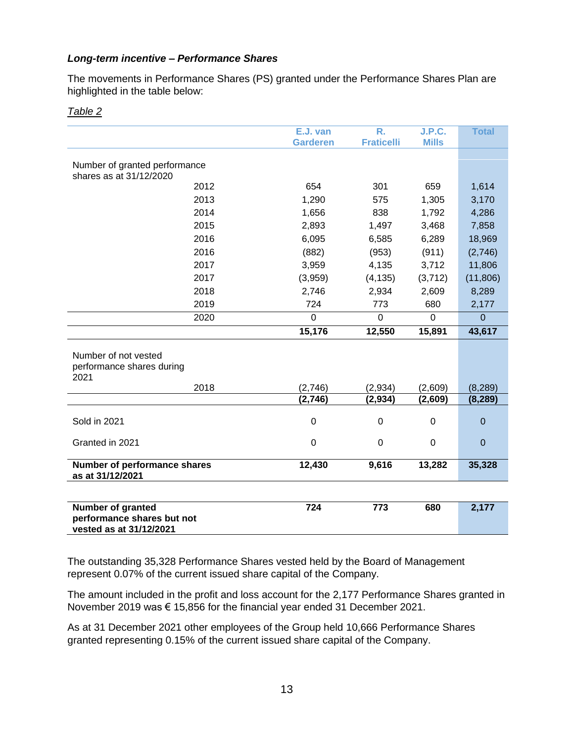***Long-term incentive – Performance Shares***

The movements in Performance Shares (PS) granted under the Performance Shares Plan are highlighted in the table below:

*Table 2*

| | | E.J. van Garderen | R. Fraticelli | J.P.C. Mills | Total |
|---|---|---|---|---|---|
| Number of granted performance shares as at 31/12/2020 | | | | | |
| | 2012 | 654 | 301 | 659 | 1,614 |
| | 2013 | 1,290 | 575 | 1,305 | 3,170 |
| | 2014 | 1,656 | 838 | 1,792 | 4,286 |
| | 2015 | 2,893 | 1,497 | 3,468 | 7,858 |
| | 2016 | 6,095 | 6,585 | 6,289 | 18,969 |
| | 2016 | (882) | (953) | (911) | (2,746) |
| | 2017 | 3,959 | 4,135 | 3,712 | 11,806 |
| | 2017 | (3,959) | (4,135) | (3,712) | (11,806) |
| | 2018 | 2,746 | 2,934 | 2,609 | 8,289 |
| | 2019 | 724 | 773 | 680 | 2,177 |
| | 2020 | 0 | 0 | 0 | 0 |
| | | **15,176** | **12,550** | **15,891** | **43,617** |
| Number of not vested performance shares during 2021 | | | | | |
| | 2018 | (2,746) | (2,934) | (2,609) | (8,289) |
| | | **(2,746)** | **(2,934)** | **(2,609)** | **(8,289)** |
| Sold in 2021 | | 0 | 0 | 0 | 0 |
| Granted in 2021 | | 0 | 0 | 0 | 0 |
| **Number of performance shares as at 31/12/2021** | | **12,430** | **9,616** | **13,282** | **35,328** |
| **Number of granted performance shares but not vested as at 31/12/2021** | | **724** | **773** | **680** | **2,177** |

The outstanding 35,328 Performance Shares vested held by the Board of Management represent 0.07% of the current issued share capital of the Company.

The amount included in the profit and loss account for the 2,177 Performance Shares granted in November 2019 was € 15,856 for the financial year ended 31 December 2021.

As at 31 December 2021 other employees of the Group held 10,666 Performance Shares granted representing 0.15% of the current issued share capital of the Company.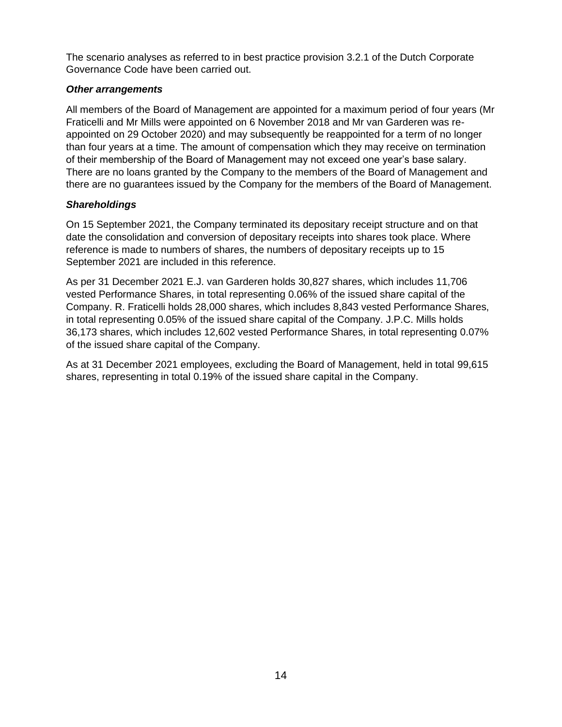The scenario analyses as referred to in best practice provision 3.2.1 of the Dutch Corporate Governance Code have been carried out.

***Other arrangements***

All members of the Board of Management are appointed for a maximum period of four years (Mr Fraticelli and Mr Mills were appointed on 6 November 2018 and Mr van Garderen was re-appointed on 29 October 2020) and may subsequently be reappointed for a term of no longer than four years at a time. The amount of compensation which they may receive on termination of their membership of the Board of Management may not exceed one year's base salary. There are no loans granted by the Company to the members of the Board of Management and there are no guarantees issued by the Company for the members of the Board of Management.

***Shareholdings***

On 15 September 2021, the Company terminated its depositary receipt structure and on that date the consolidation and conversion of depositary receipts into shares took place. Where reference is made to numbers of shares, the numbers of depositary receipts up to 15 September 2021 are included in this reference.

As per 31 December 2021 E.J. van Garderen holds 30,827 shares, which includes 11,706 vested Performance Shares, in total representing 0.06% of the issued share capital of the Company. R. Fraticelli holds 28,000 shares, which includes 8,843 vested Performance Shares, in total representing 0.05% of the issued share capital of the Company. J.P.C. Mills holds 36,173 shares, which includes 12,602 vested Performance Shares, in total representing 0.07% of the issued share capital of the Company.

As at 31 December 2021 employees, excluding the Board of Management, held in total 99,615 shares, representing in total 0.19% of the issued share capital in the Company.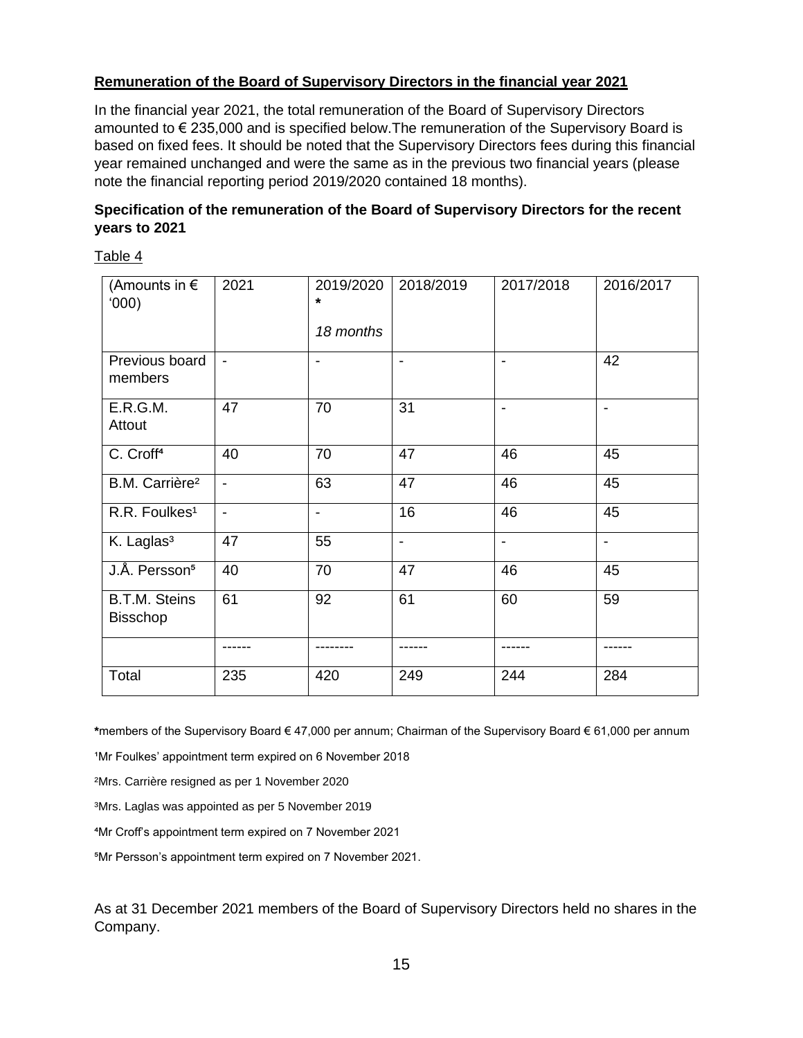**Remuneration of the Board of Supervisory Directors in the financial year 2021**

In the financial year 2021, the total remuneration of the Board of Supervisory Directors amounted to € 235,000 and is specified below.The remuneration of the Supervisory Board is based on fixed fees. It should be noted that the Supervisory Directors fees during this financial year remained unchanged and were the same as in the previous two financial years (please note the financial reporting period 2019/2020 contained 18 months).

**Specification of the remuneration of the Board of Supervisory Directors for the recent years to 2021**

Table 4

| (Amounts in € '000) | 2021 | 2019/2020 * *18 months* | 2018/2019 | 2017/2018 | 2016/2017 |
|---|---|---|---|---|---|
| Previous board members | - | - | - | - | 42 |
| E.R.G.M. Attout | 47 | 70 | 31 | - | - |
| C. Croff[4] | 40 | 70 | 47 | 46 | 45 |
| B.M. Carrière[2] | - | 63 | 47 | 46 | 45 |
| R.R. Foulkes[1] | - | - | 16 | 46 | 45 |
| K. Laglas[3] | 47 | 55 | - | - | - |
| J.Å. Persson[5] | 40 | 70 | 47 | 46 | 45 |
| B.T.M. Steins Bisschop | 61 | 92 | 61 | 60 | 59 |
| | ------ | -------- | ------ | ------ | ------ |
| Total | 235 | 420 | 249 | 244 | 284 |

*members of the Supervisory Board € 47,000 per annum; Chairman of the Supervisory Board € 61,000 per annum

[1]Mr Foulkes' appointment term expired on 6 November 2018

[2]Mrs. Carrière resigned as per 1 November 2020

[3]Mrs. Laglas was appointed as per 5 November 2019

[4]Mr Croff's appointment term expired on 7 November 2021

[5]Mr Persson's appointment term expired on 7 November 2021.

As at 31 December 2021 members of the Board of Supervisory Directors held no shares in the Company.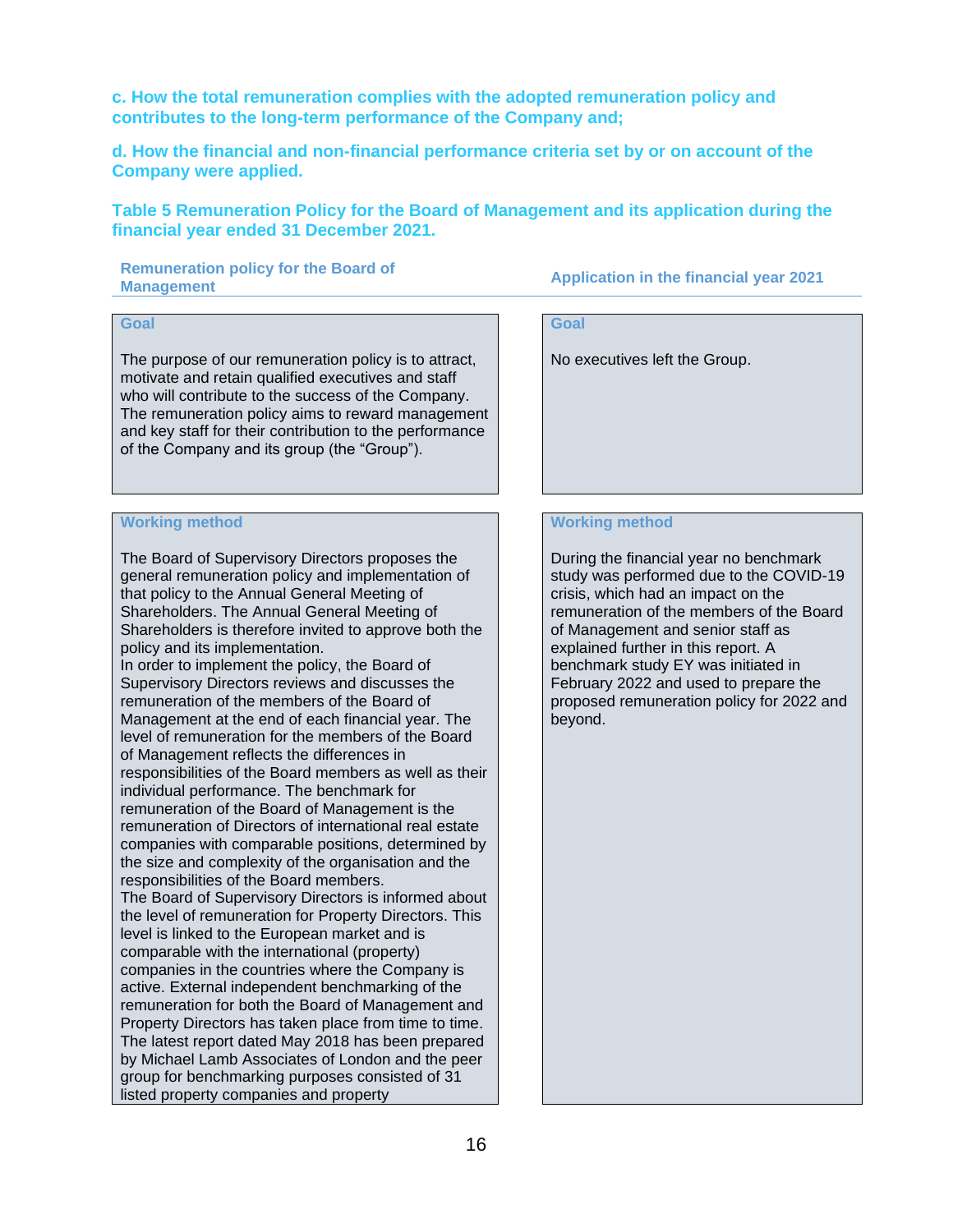**c. How the total remuneration complies with the adopted remuneration policy and contributes to the long-term performance of the Company and;**

**d. How the financial and non-financial performance criteria set by or on account of the Company were applied.**

**Table 5 Remuneration Policy for the Board of Management and its application during the financial year ended 31 December 2021.**

| Remuneration policy for the Board of Management | Application in the financial year 2021 |
| --- | --- |
| **Goal**<br><br>The purpose of our remuneration policy is to attract, motivate and retain qualified executives and staff who will contribute to the success of the Company. The remuneration policy aims to reward management and key staff for their contribution to the performance of the Company and its group (the "Group"). | **Goal**<br><br>No executives left the Group. |
| **Working method**<br><br>The Board of Supervisory Directors proposes the general remuneration policy and implementation of that policy to the Annual General Meeting of Shareholders. The Annual General Meeting of Shareholders is therefore invited to approve both the policy and its implementation.<br>In order to implement the policy, the Board of Supervisory Directors reviews and discusses the remuneration of the members of the Board of Management at the end of each financial year. The level of remuneration for the members of the Board of Management reflects the differences in responsibilities of the Board members as well as their individual performance. The benchmark for remuneration of the Board of Management is the remuneration of Directors of international real estate companies with comparable positions, determined by the size and complexity of the organisation and the responsibilities of the Board members.<br>The Board of Supervisory Directors is informed about the level of remuneration for Property Directors. This level is linked to the European market and is comparable with the international (property) companies in the countries where the Company is active. External independent benchmarking of the remuneration for both the Board of Management and Property Directors has taken place from time to time. The latest report dated May 2018 has been prepared by Michael Lamb Associates of London and the peer group for benchmarking purposes consisted of 31 listed property companies and property | **Working method**<br><br>During the financial year no benchmark study was performed due to the COVID-19 crisis, which had an impact on the remuneration of the members of the Board of Management and senior staff as explained further in this report. A benchmark study EY was initiated in February 2022 and used to prepare the proposed remuneration policy for 2022 and beyond. |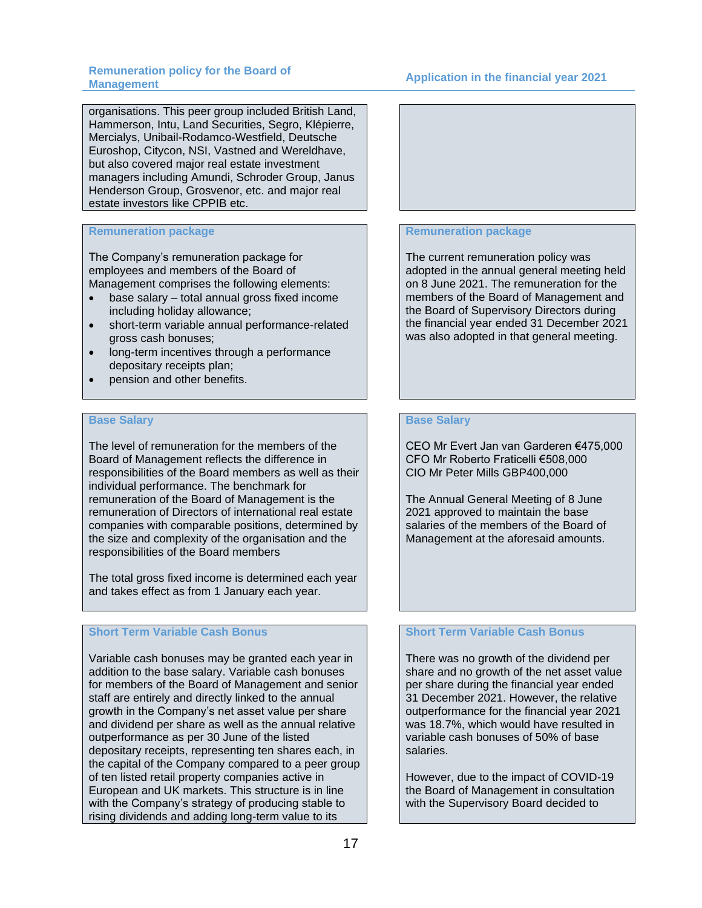## Remuneration policy for the Board of Management

organisations. This peer group included British Land, Hammerson, Intu, Land Securities, Segro, Klépierre, Mercialys, Unibail-Rodamco-Westfield, Deutsche Euroshop, Citycon, NSI, Vastned and Wereldhave, but also covered major real estate investment managers including Amundi, Schroder Group, Janus Henderson Group, Grosvenor, etc. and major real estate investors like CPPIB etc.

### Remuneration package

The Company's remuneration package for employees and members of the Board of Management comprises the following elements:

- base salary – total annual gross fixed income including holiday allowance;
- short-term variable annual performance-related gross cash bonuses;
- long-term incentives through a performance depositary receipts plan;
- pension and other benefits.

### Base Salary

The level of remuneration for the members of the Board of Management reflects the difference in responsibilities of the Board members as well as their individual performance. The benchmark for remuneration of the Board of Management is the remuneration of Directors of international real estate companies with comparable positions, determined by the size and complexity of the organisation and the responsibilities of the Board members

The total gross fixed income is determined each year and takes effect as from 1 January each year.

### Short Term Variable Cash Bonus

Variable cash bonuses may be granted each year in addition to the base salary. Variable cash bonuses for members of the Board of Management and senior staff are entirely and directly linked to the annual growth in the Company's net asset value per share and dividend per share as well as the annual relative outperformance as per 30 June of the listed depositary receipts, representing ten shares each, in the capital of the Company compared to a peer group of ten listed retail property companies active in European and UK markets. This structure is in line with the Company's strategy of producing stable to rising dividends and adding long-term value to its

## Application in the financial year 2021

### Remuneration package

The current remuneration policy was adopted in the annual general meeting held on 8 June 2021. The remuneration for the members of the Board of Management and the Board of Supervisory Directors during the financial year ended 31 December 2021 was also adopted in that general meeting.

### Base Salary

CEO Mr Evert Jan van Garderen €475,000
CFO Mr Roberto Fraticelli €508,000
CIO Mr Peter Mills GBP400,000

The Annual General Meeting of 8 June 2021 approved to maintain the base salaries of the members of the Board of Management at the aforesaid amounts.

### Short Term Variable Cash Bonus

There was no growth of the dividend per share and no growth of the net asset value per share during the financial year ended 31 December 2021. However, the relative outperformance for the financial year 2021 was 18.7%, which would have resulted in variable cash bonuses of 50% of base salaries.

However, due to the impact of COVID-19 the Board of Management in consultation with the Supervisory Board decided to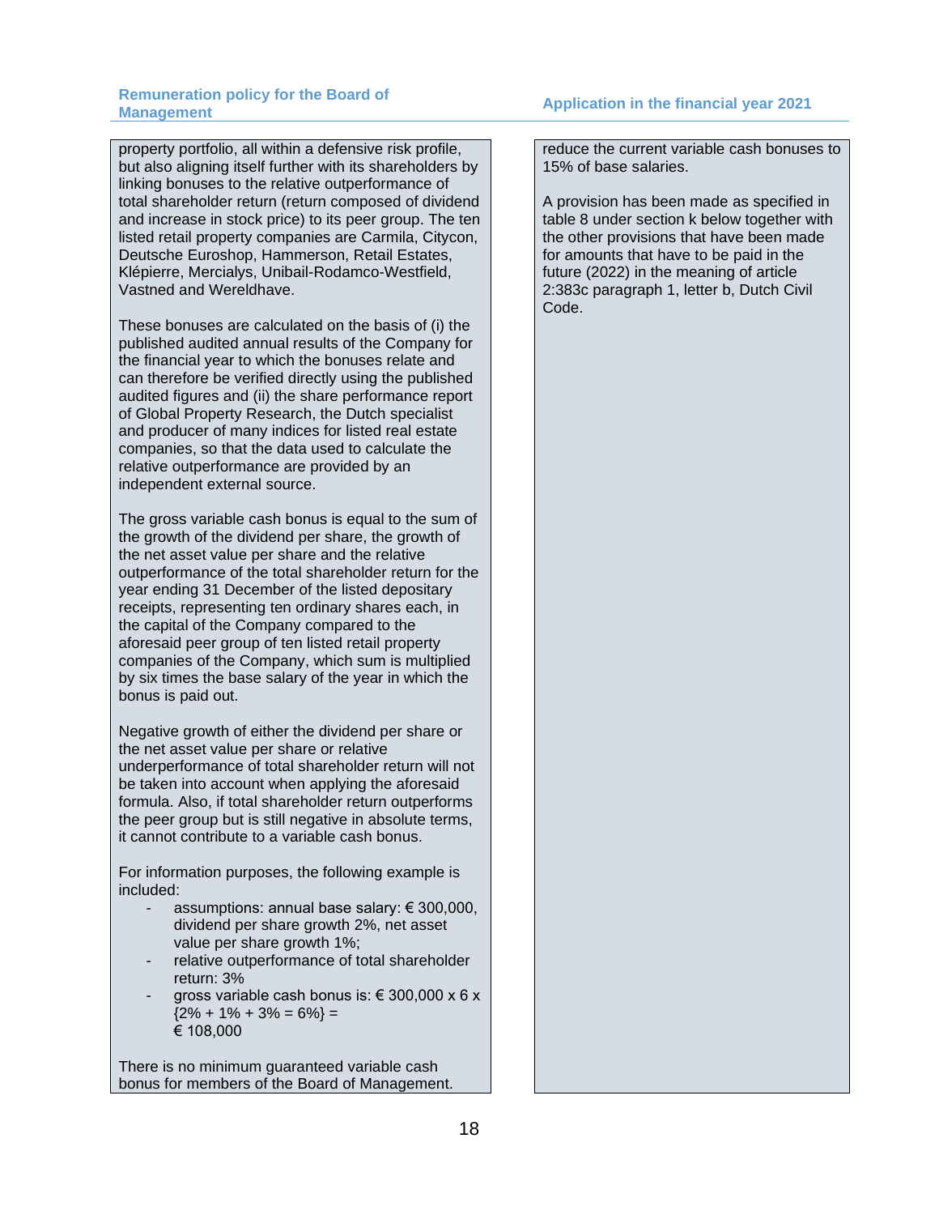| Remuneration policy for the Board of Management | Application in the financial year 2021 |
|---|---|
| property portfolio, all within a defensive risk profile, but also aligning itself further with its shareholders by linking bonuses to the relative outperformance of total shareholder return (return composed of dividend and increase in stock price) to its peer group. The ten listed retail property companies are Carmila, Citycon, Deutsche Euroshop, Hammerson, Retail Estates, Klépierre, Mercialys, Unibail-Rodamco-Westfield, Vastned and Wereldhave.<br><br>These bonuses are calculated on the basis of (i) the published audited annual results of the Company for the financial year to which the bonuses relate and can therefore be verified directly using the published audited figures and (ii) the share performance report of Global Property Research, the Dutch specialist and producer of many indices for listed real estate companies, so that the data used to calculate the relative outperformance are provided by an independent external source.<br><br>The gross variable cash bonus is equal to the sum of the growth of the dividend per share, the growth of the net asset value per share and the relative outperformance of the total shareholder return for the year ending 31 December of the listed depositary receipts, representing ten ordinary shares each, in the capital of the Company compared to the aforesaid peer group of ten listed retail property companies of the Company, which sum is multiplied by six times the base salary of the year in which the bonus is paid out.<br><br>Negative growth of either the dividend per share or the net asset value per share or relative underperformance of total shareholder return will not be taken into account when applying the aforesaid formula. Also, if total shareholder return outperforms the peer group but is still negative in absolute terms, it cannot contribute to a variable cash bonus.<br><br>For information purposes, the following example is included:<br>- assumptions: annual base salary: € 300,000, dividend per share growth 2%, net asset value per share growth 1%;<br>- relative outperformance of total shareholder return: 3%<br>- gross variable cash bonus is: € 300,000 x 6 x {2% + 1% + 3% = 6%} = € 108,000<br><br>There is no minimum guaranteed variable cash bonus for members of the Board of Management. | reduce the current variable cash bonuses to 15% of base salaries.<br><br>A provision has been made as specified in table 8 under section k below together with the other provisions that have been made for amounts that have to be paid in the future (2022) in the meaning of article 2:383c paragraph 1, letter b, Dutch Civil Code. |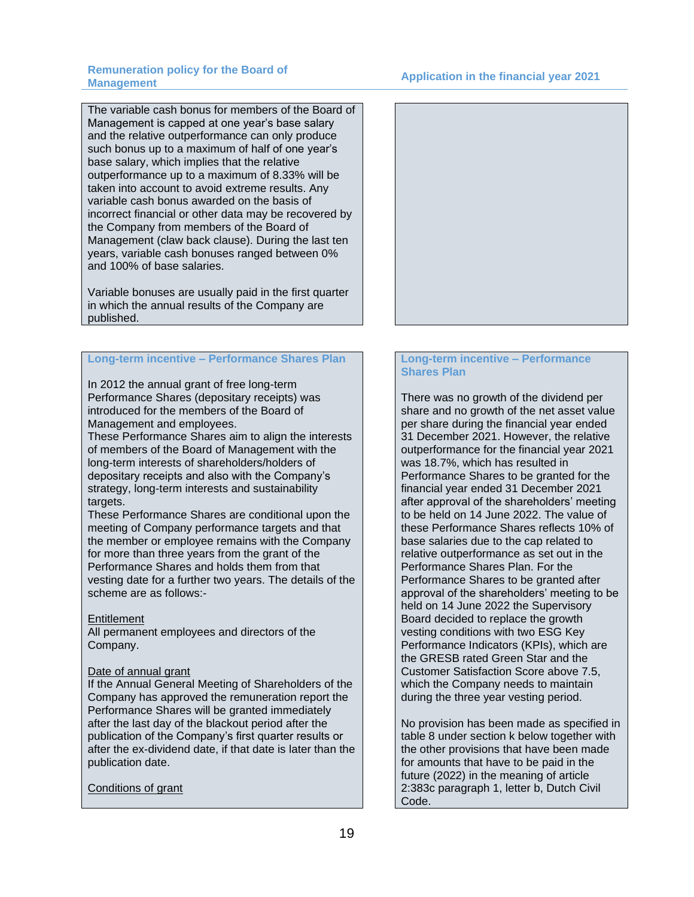**Remuneration policy for the Board of Management**

The variable cash bonus for members of the Board of Management is capped at one year's base salary and the relative outperformance can only produce such bonus up to a maximum of half of one year's base salary, which implies that the relative outperformance up to a maximum of 8.33% will be taken into account to avoid extreme results. Any variable cash bonus awarded on the basis of incorrect financial or other data may be recovered by the Company from members of the Board of Management (claw back clause). During the last ten years, variable cash bonuses ranged between 0% and 100% of base salaries.

Variable bonuses are usually paid in the first quarter in which the annual results of the Company are published.

### Long-term incentive – Performance Shares Plan

In 2012 the annual grant of free long-term Performance Shares (depositary receipts) was introduced for the members of the Board of Management and employees.
These Performance Shares aim to align the interests of members of the Board of Management with the long-term interests of shareholders/holders of depositary receipts and also with the Company's strategy, long-term interests and sustainability targets.
These Performance Shares are conditional upon the meeting of Company performance targets and that the member or employee remains with the Company for more than three years from the grant of the Performance Shares and holds them from that vesting date for a further two years. The details of the scheme are as follows:-

Entitlement
All permanent employees and directors of the Company.

Date of annual grant
If the Annual General Meeting of Shareholders of the Company has approved the remuneration report the Performance Shares will be granted immediately after the last day of the blackout period after the publication of the Company's first quarter results or after the ex-dividend date, if that date is later than the publication date.

Conditions of grant

**Application in the financial year 2021**

### Long-term incentive – Performance Shares Plan

There was no growth of the dividend per share and no growth of the net asset value per share during the financial year ended 31 December 2021. However, the relative outperformance for the financial year 2021 was 18.7%, which has resulted in Performance Shares to be granted for the financial year ended 31 December 2021 after approval of the shareholders' meeting to be held on 14 June 2022. The value of these Performance Shares reflects 10% of base salaries due to the cap related to relative outperformance as set out in the Performance Shares Plan. For the Performance Shares to be granted after approval of the shareholders' meeting to be held on 14 June 2022 the Supervisory Board decided to replace the growth vesting conditions with two ESG Key Performance Indicators (KPIs), which are the GRESB rated Green Star and the Customer Satisfaction Score above 7.5, which the Company needs to maintain during the three year vesting period.

No provision has been made as specified in table 8 under section k below together with the other provisions that have been made for amounts that have to be paid in the future (2022) in the meaning of article 2:383c paragraph 1, letter b, Dutch Civil Code.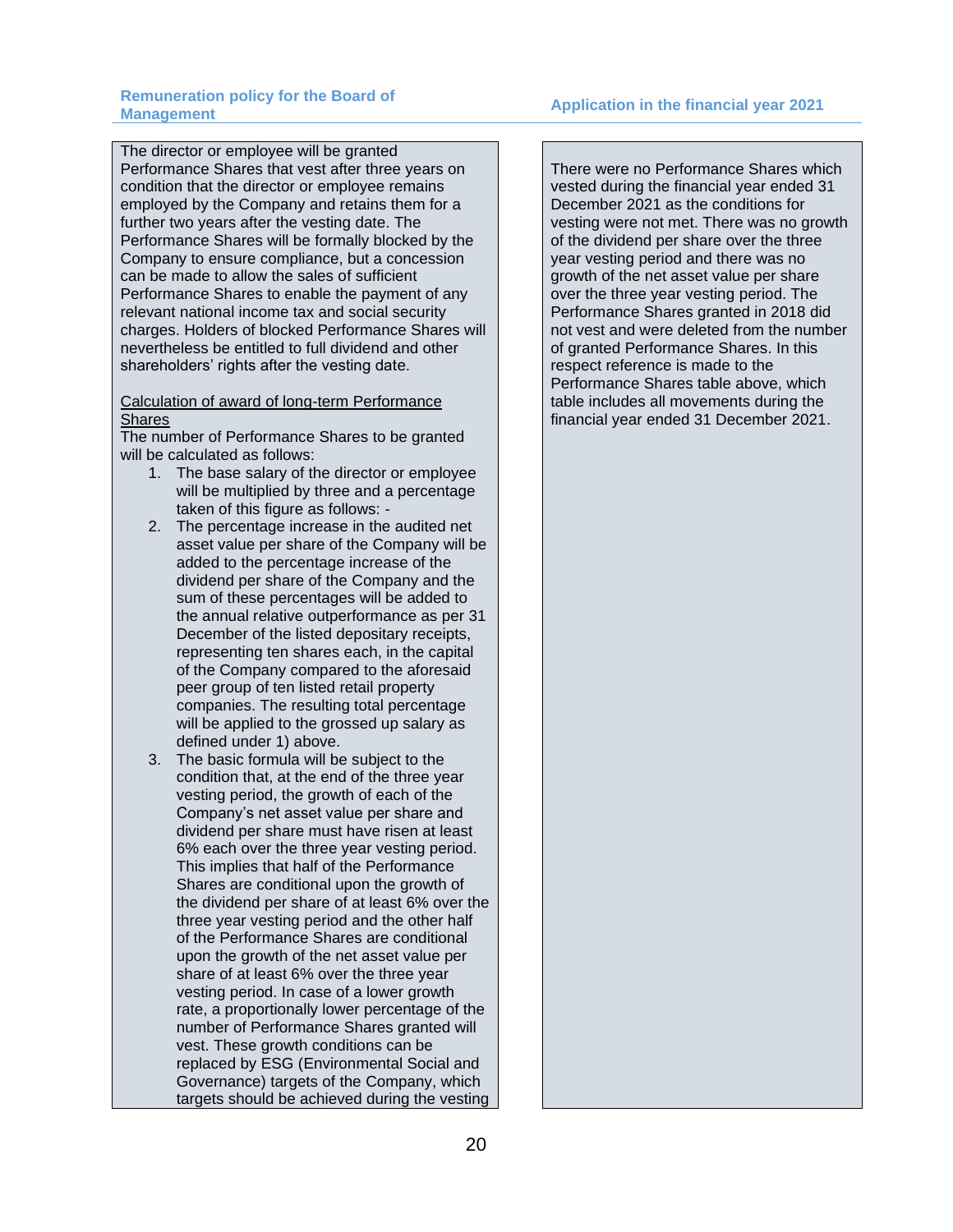| Remuneration policy for the Board of Management | Application in the financial year 2021 |
|---|---|
| The director or employee will be granted Performance Shares that vest after three years on condition that the director or employee remains employed by the Company and retains them for a further two years after the vesting date. The Performance Shares will be formally blocked by the Company to ensure compliance, but a concession can be made to allow the sales of sufficient Performance Shares to enable the payment of any relevant national income tax and social security charges. Holders of blocked Performance Shares will nevertheless be entitled to full dividend and other shareholders' rights after the vesting date.<br><br><u>Calculation of award of long-term Performance Shares</u><br>The number of Performance Shares to be granted will be calculated as follows:<br>1. The base salary of the director or employee will be multiplied by three and a percentage taken of this figure as follows: -<br>2. The percentage increase in the audited net asset value per share of the Company will be added to the percentage increase of the dividend per share of the Company and the sum of these percentages will be added to the annual relative outperformance as per 31 December of the listed depositary receipts, representing ten shares each, in the capital of the Company compared to the aforesaid peer group of ten listed retail property companies. The resulting total percentage will be applied to the grossed up salary as defined under 1) above.<br>3. The basic formula will be subject to the condition that, at the end of the three year vesting period, the growth of each of the Company's net asset value per share and dividend per share must have risen at least 6% each over the three year vesting period. This implies that half of the Performance Shares are conditional upon the growth of the dividend per share of at least 6% over the three year vesting period and the other half of the Performance Shares are conditional upon the growth of the net asset value per share of at least 6% over the three year vesting period. In case of a lower growth rate, a proportionally lower percentage of the number of Performance Shares granted will vest. These growth conditions can be replaced by ESG (Environmental Social and Governance) targets of the Company, which targets should be achieved during the vesting | There were no Performance Shares which vested during the financial year ended 31 December 2021 as the conditions for vesting were not met. There was no growth of the dividend per share over the three year vesting period and there was no growth of the net asset value per share over the three year vesting period. The Performance Shares granted in 2018 did not vest and were deleted from the number of granted Performance Shares. In this respect reference is made to the Performance Shares table above, which table includes all movements during the financial year ended 31 December 2021. |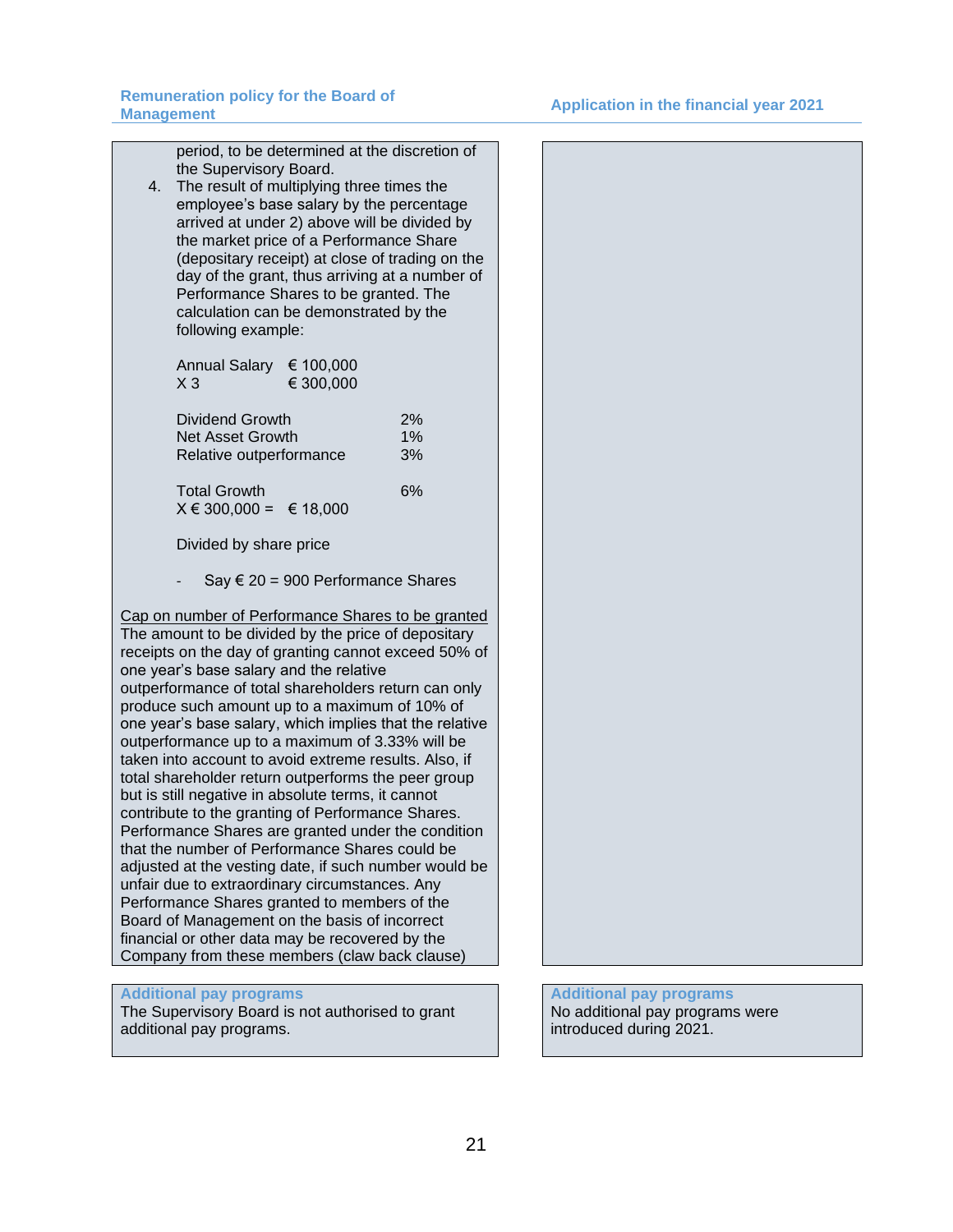period, to be determined at the discretion of the Supervisory Board.

4. The result of multiplying three times the employee's base salary by the percentage arrived at under 2) above will be divided by the market price of a Performance Share (depositary receipt) at close of trading on the day of the grant, thus arriving at a number of Performance Shares to be granted. The calculation can be demonstrated by the following example:

| | | |
|---|---|---|
| Annual Salary | € 100,000 | |
| X 3 | € 300,000 | |
| Dividend Growth | | 2% |
| Net Asset Growth | | 1% |
| Relative outperformance | | 3% |
| Total Growth | | 6% |
| X € 300,000 = | € 18,000 | |

Divided by share price

- Say € 20 = 900 Performance Shares

Cap on number of Performance Shares to be granted

The amount to be divided by the price of depositary receipts on the day of granting cannot exceed 50% of one year's base salary and the relative outperformance of total shareholders return can only produce such amount up to a maximum of 10% of one year's base salary, which implies that the relative outperformance up to a maximum of 3.33% will be taken into account to avoid extreme results. Also, if total shareholder return outperforms the peer group but is still negative in absolute terms, it cannot contribute to the granting of Performance Shares. Performance Shares are granted under the condition that the number of Performance Shares could be adjusted at the vesting date, if such number would be unfair due to extraordinary circumstances. Any Performance Shares granted to members of the Board of Management on the basis of incorrect financial or other data may be recovered by the Company from these members (claw back clause)

### Additional pay programs

The Supervisory Board is not authorised to grant additional pay programs.

### Additional pay programs (Application in the financial year 2021)

No additional pay programs were introduced during 2021.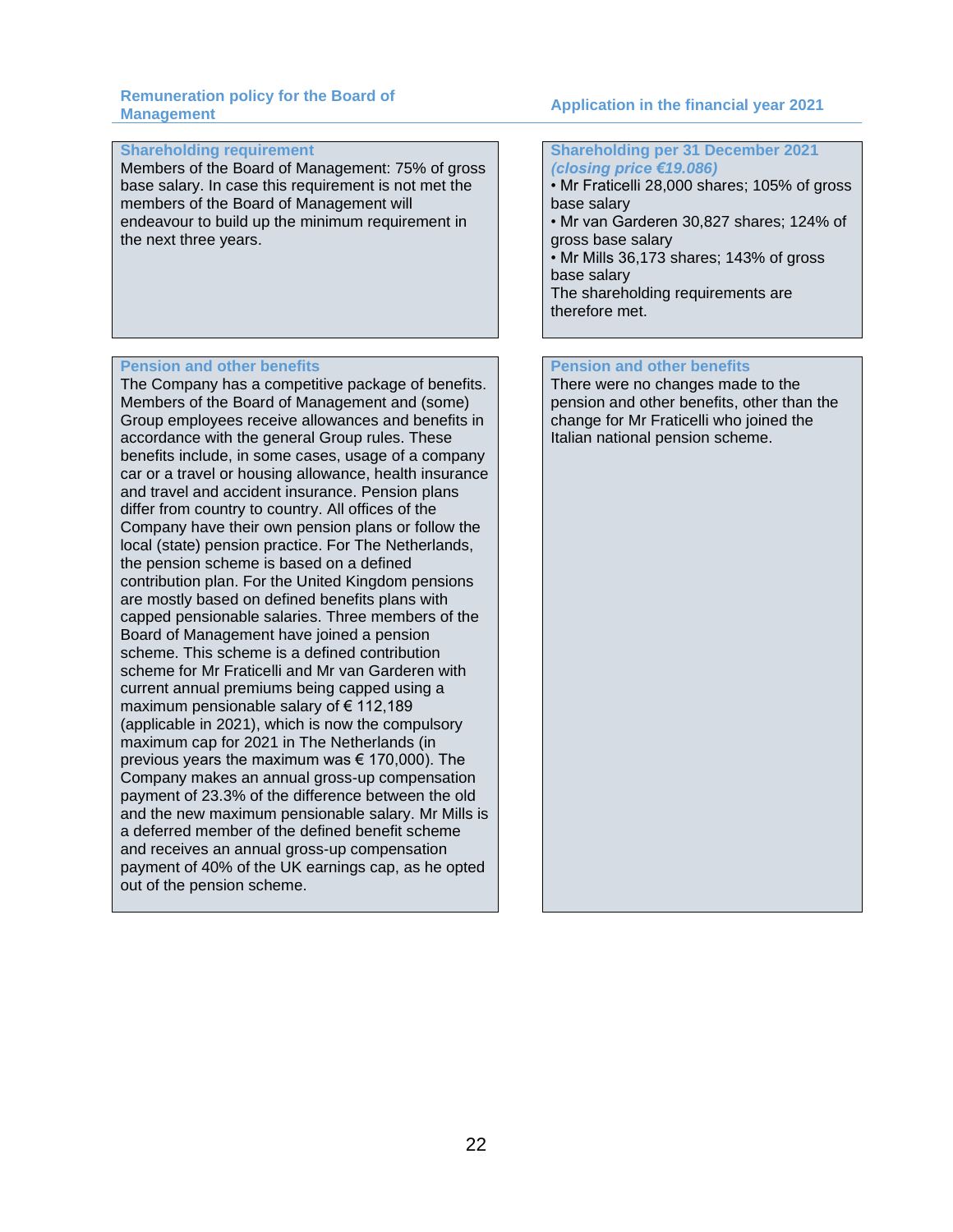| Remuneration policy for the Board of Management | Application in the financial year 2021 |
|---|---|
| **Shareholding requirement**<br>Members of the Board of Management: 75% of gross base salary. In case this requirement is not met the members of the Board of Management will endeavour to build up the minimum requirement in the next three years. | **Shareholding per 31 December 2021** ***(closing price €19.086)***<br>• Mr Fraticelli 28,000 shares; 105% of gross base salary<br>• Mr van Garderen 30,827 shares; 124% of gross base salary<br>• Mr Mills 36,173 shares; 143% of gross base salary<br>The shareholding requirements are therefore met. |
| **Pension and other benefits**<br>The Company has a competitive package of benefits. Members of the Board of Management and (some) Group employees receive allowances and benefits in accordance with the general Group rules. These benefits include, in some cases, usage of a company car or a travel or housing allowance, health insurance and travel and accident insurance. Pension plans differ from country to country. All offices of the Company have their own pension plans or follow the local (state) pension practice. For The Netherlands, the pension scheme is based on a defined contribution plan. For the United Kingdom pensions are mostly based on defined benefits plans with capped pensionable salaries. Three members of the Board of Management have joined a pension scheme. This scheme is a defined contribution scheme for Mr Fraticelli and Mr van Garderen with current annual premiums being capped using a maximum pensionable salary of € 112,189 (applicable in 2021), which is now the compulsory maximum cap for 2021 in The Netherlands (in previous years the maximum was € 170,000). The Company makes an annual gross-up compensation payment of 23.3% of the difference between the old and the new maximum pensionable salary. Mr Mills is a deferred member of the defined benefit scheme and receives an annual gross-up compensation payment of 40% of the UK earnings cap, as he opted out of the pension scheme. | **Pension and other benefits**<br>There were no changes made to the pension and other benefits, other than the change for Mr Fraticelli who joined the Italian national pension scheme. |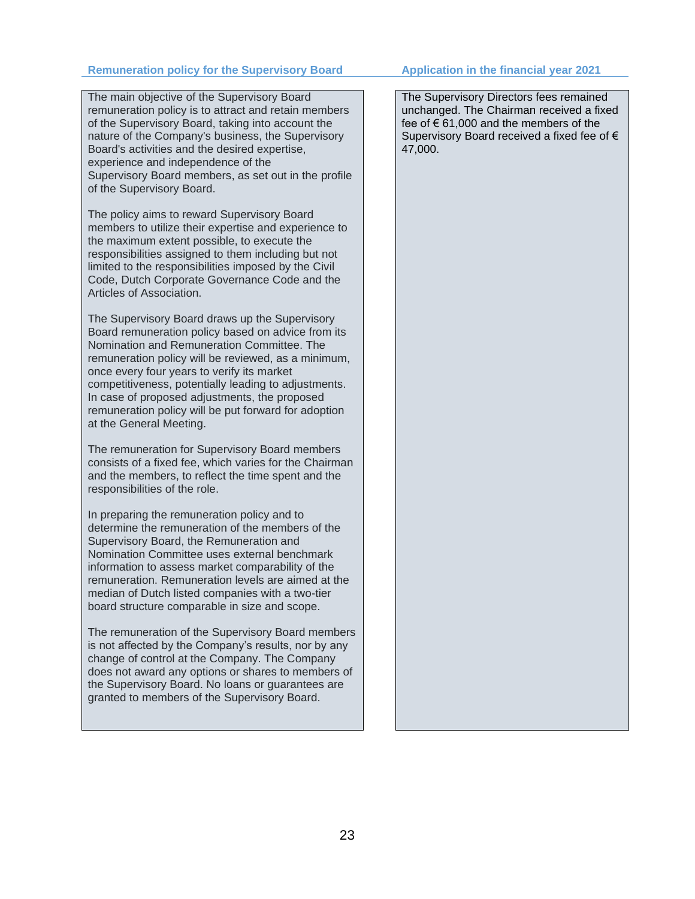| Remuneration policy for the Supervisory Board | Application in the financial year 2021 |
| --- | --- |
| The main objective of the Supervisory Board remuneration policy is to attract and retain members of the Supervisory Board, taking into account the nature of the Company's business, the Supervisory Board's activities and the desired expertise, experience and independence of the Supervisory Board members, as set out in the profile of the Supervisory Board.<br><br>The policy aims to reward Supervisory Board members to utilize their expertise and experience to the maximum extent possible, to execute the responsibilities assigned to them including but not limited to the responsibilities imposed by the Civil Code, Dutch Corporate Governance Code and the Articles of Association.<br><br>The Supervisory Board draws up the Supervisory Board remuneration policy based on advice from its Nomination and Remuneration Committee. The remuneration policy will be reviewed, as a minimum, once every four years to verify its market competitiveness, potentially leading to adjustments. In case of proposed adjustments, the proposed remuneration policy will be put forward for adoption at the General Meeting.<br><br>The remuneration for Supervisory Board members consists of a fixed fee, which varies for the Chairman and the members, to reflect the time spent and the responsibilities of the role.<br><br>In preparing the remuneration policy and to determine the remuneration of the members of the Supervisory Board, the Remuneration and Nomination Committee uses external benchmark information to assess market comparability of the remuneration. Remuneration levels are aimed at the median of Dutch listed companies with a two-tier board structure comparable in size and scope.<br><br>The remuneration of the Supervisory Board members is not affected by the Company's results, nor by any change of control at the Company. The Company does not award any options or shares to members of the Supervisory Board. No loans or guarantees are granted to members of the Supervisory Board. | The Supervisory Directors fees remained unchanged. The Chairman received a fixed fee of € 61,000 and the members of the Supervisory Board received a fixed fee of € 47,000. |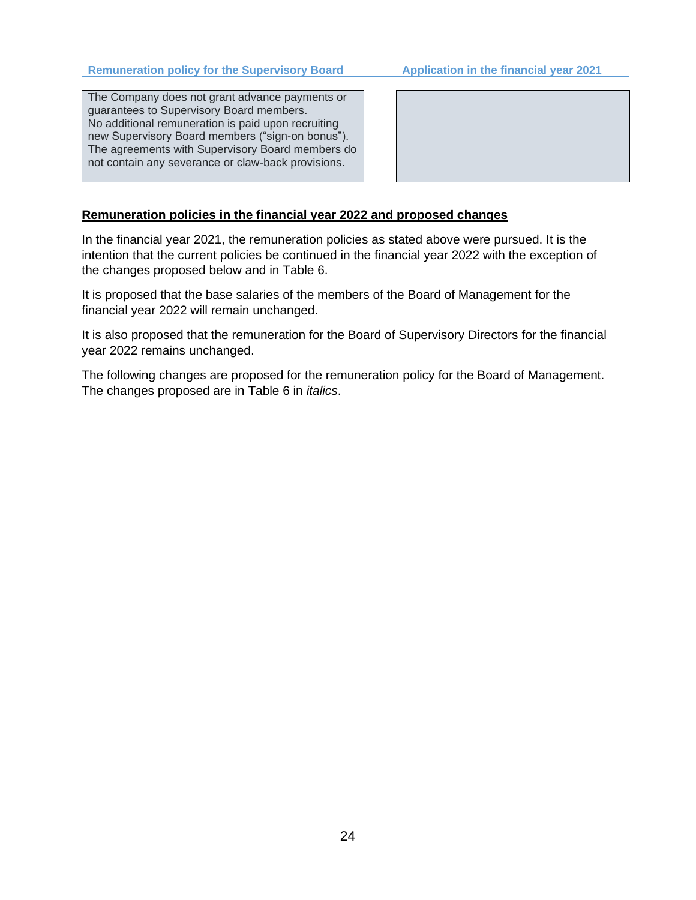| Remuneration policy for the Supervisory Board | Application in the financial year 2021 |
| --- | --- |
| The Company does not grant advance payments or guarantees to Supervisory Board members. No additional remuneration is paid upon recruiting new Supervisory Board members ("sign-on bonus"). The agreements with Supervisory Board members do not contain any severance or claw-back provisions. | |

## Remuneration policies in the financial year 2022 and proposed changes

In the financial year 2021, the remuneration policies as stated above were pursued. It is the intention that the current policies be continued in the financial year 2022 with the exception of the changes proposed below and in Table 6.

It is proposed that the base salaries of the members of the Board of Management for the financial year 2022 will remain unchanged.

It is also proposed that the remuneration for the Board of Supervisory Directors for the financial year 2022 remains unchanged.

The following changes are proposed for the remuneration policy for the Board of Management. The changes proposed are in Table 6 in *italics*.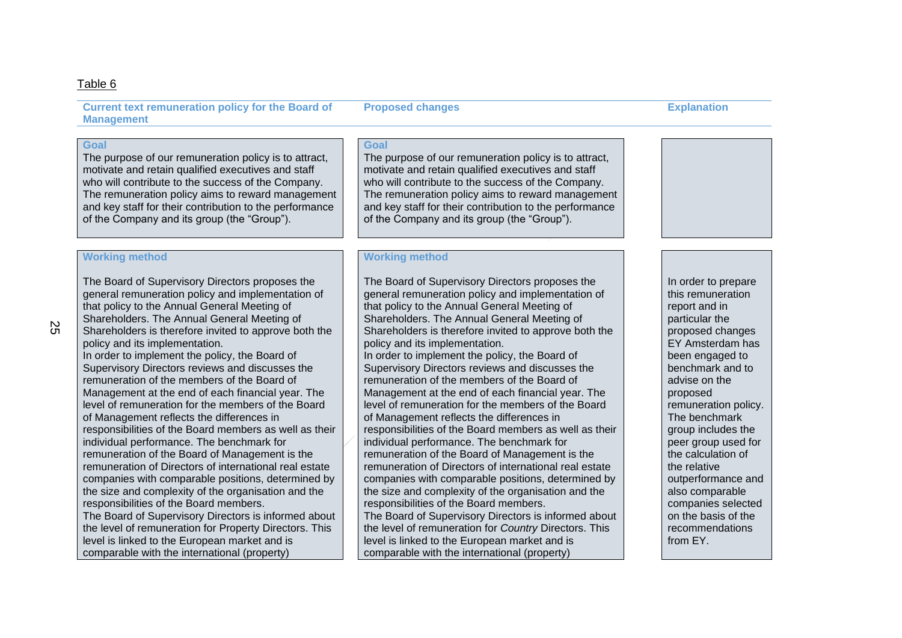Table 6

| Current text remuneration policy for the Board of Management | Proposed changes | Explanation |
|---|---|---|
| **Goal**<br>The purpose of our remuneration policy is to attract, motivate and retain qualified executives and staff who will contribute to the success of the Company. The remuneration policy aims to reward management and key staff for their contribution to the performance of the Company and its group (the "Group"). | **Goal**<br>The purpose of our remuneration policy is to attract, motivate and retain qualified executives and staff who will contribute to the success of the Company. The remuneration policy aims to reward management and key staff for their contribution to the performance of the Company and its group (the "Group"). | |
| **Working method**<br>The Board of Supervisory Directors proposes the general remuneration policy and implementation of that policy to the Annual General Meeting of Shareholders. The Annual General Meeting of Shareholders is therefore invited to approve both the policy and its implementation.<br>In order to implement the policy, the Board of Supervisory Directors reviews and discusses the remuneration of the members of the Board of Management at the end of each financial year. The level of remuneration for the members of the Board of Management reflects the differences in responsibilities of the Board members as well as their individual performance. The benchmark for remuneration of the Board of Management is the remuneration of Directors of international real estate companies with comparable positions, determined by the size and complexity of the organisation and the responsibilities of the Board members.<br>The Board of Supervisory Directors is informed about the level of remuneration for Property Directors. This level is linked to the European market and is comparable with the international (property) | **Working method**<br>The Board of Supervisory Directors proposes the general remuneration policy and implementation of that policy to the Annual General Meeting of Shareholders. The Annual General Meeting of Shareholders is therefore invited to approve both the policy and its implementation.<br>In order to implement the policy, the Board of Supervisory Directors reviews and discusses the remuneration of the members of the Board of Management at the end of each financial year. The level of remuneration for the members of the Board of Management reflects the differences in responsibilities of the Board members as well as their individual performance. The benchmark for remuneration of the Board of Management is the remuneration of Directors of international real estate companies with comparable positions, determined by the size and complexity of the organisation and the responsibilities of the Board members.<br>The Board of Supervisory Directors is informed about the level of remuneration for *Country* Directors. This level is linked to the European market and is comparable with the international (property) | In order to prepare this remuneration report and in particular the proposed changes EY Amsterdam has been engaged to benchmark and to advise on the proposed remuneration policy. The benchmark group includes the peer group used for the calculation of the relative outperformance and also comparable companies selected on the basis of the recommendations from EY. |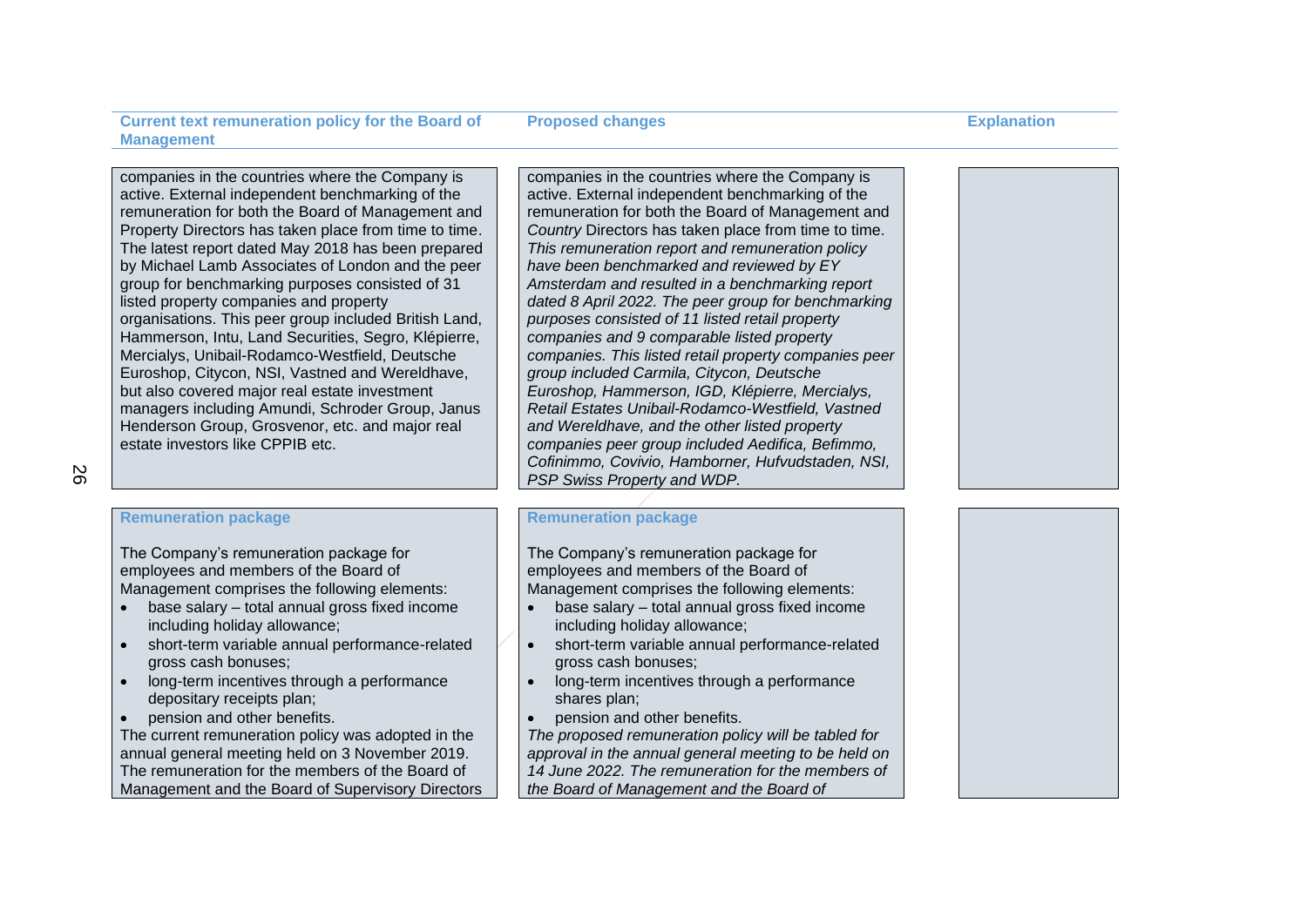| Current text remuneration policy for the Board of Management | Proposed changes | Explanation |
| --- | --- | --- |
| companies in the countries where the Company is active. External independent benchmarking of the remuneration for both the Board of Management and Property Directors has taken place from time to time. The latest report dated May 2018 has been prepared by Michael Lamb Associates of London and the peer group for benchmarking purposes consisted of 31 listed property companies and property organisations. This peer group included British Land, Hammerson, Intu, Land Securities, Segro, Klépierre, Mercialys, Unibail-Rodamco-Westfield, Deutsche Euroshop, Citycon, NSI, Vastned and Wereldhave, but also covered major real estate investment managers including Amundi, Schroder Group, Janus Henderson Group, Grosvenor, etc. and major real estate investors like CPPIB etc. | companies in the countries where the Company is active. External independent benchmarking of the remuneration for both the Board of Management and *Country* Directors has taken place from time to time. *This remuneration report and remuneration policy have been benchmarked and reviewed by EY Amsterdam and resulted in a benchmarking report dated 8 April 2022. The peer group for benchmarking purposes consisted of 11 listed retail property companies and 9 comparable listed property companies. This listed retail property companies peer group included Carmila, Citycon, Deutsche Euroshop, Hammerson, IGD, Klépierre, Mercialys, Retail Estates Unibail-Rodamco-Westfield, Vastned and Wereldhave, and the other listed property companies peer group included Aedifica, Befimmo, Cofinimmo, Covivio, Hamborner, Hufvudstaden, NSI, PSP Swiss Property and WDP.* | |
| **Remuneration package**<br><br>The Company's remuneration package for employees and members of the Board of Management comprises the following elements:<br>• base salary – total annual gross fixed income including holiday allowance;<br>• short-term variable annual performance-related gross cash bonuses;<br>• long-term incentives through a performance depositary receipts plan;<br>• pension and other benefits.<br>The current remuneration policy was adopted in the annual general meeting held on 3 November 2019. The remuneration for the members of the Board of Management and the Board of Supervisory Directors | **Remuneration package**<br><br>The Company's remuneration package for employees and members of the Board of Management comprises the following elements:<br>• base salary – total annual gross fixed income including holiday allowance;<br>• short-term variable annual performance-related gross cash bonuses;<br>• long-term incentives through a performance shares plan;<br>• pension and other benefits.<br>*The proposed remuneration policy will be tabled for approval in the annual general meeting to be held on 14 June 2022. The remuneration for the members of the Board of Management and the Board of* | |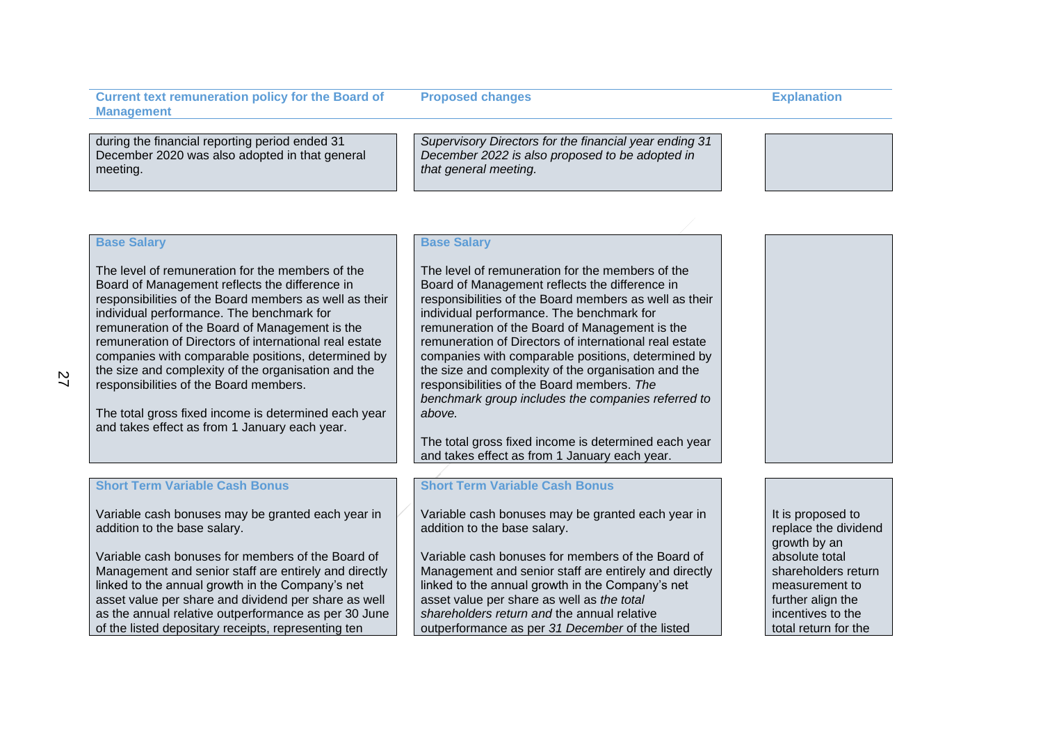| Current text remuneration policy for the Board of Management | Proposed changes | Explanation |
|---|---|---|
| during the financial reporting period ended 31 December 2020 was also adopted in that general meeting. | *Supervisory Directors for the financial year ending 31 December 2022 is also proposed to be adopted in that general meeting.* | |
| **Base Salary**<br><br>The level of remuneration for the members of the Board of Management reflects the difference in responsibilities of the Board members as well as their individual performance. The benchmark for remuneration of the Board of Management is the remuneration of Directors of international real estate companies with comparable positions, determined by the size and complexity of the organisation and the responsibilities of the Board members.<br><br>The total gross fixed income is determined each year and takes effect as from 1 January each year. | **Base Salary**<br><br>The level of remuneration for the members of the Board of Management reflects the difference in responsibilities of the Board members as well as their individual performance. The benchmark for remuneration of the Board of Management is the remuneration of Directors of international real estate companies with comparable positions, determined by the size and complexity of the organisation and the responsibilities of the Board members. *The benchmark group includes the companies referred to above.*<br><br>The total gross fixed income is determined each year and takes effect as from 1 January each year. | |
| **Short Term Variable Cash Bonus**<br><br>Variable cash bonuses may be granted each year in addition to the base salary.<br><br>Variable cash bonuses for members of the Board of Management and senior staff are entirely and directly linked to the annual growth in the Company's net asset value per share and dividend per share as well as the annual relative outperformance as per 30 June of the listed depositary receipts, representing ten | **Short Term Variable Cash Bonus**<br><br>Variable cash bonuses may be granted each year in addition to the base salary.<br><br>Variable cash bonuses for members of the Board of Management and senior staff are entirely and directly linked to the annual growth in the Company's net asset value per share as well as *the total shareholders return and* the annual relative outperformance as per *31 December* of the listed | It is proposed to replace the dividend growth by an absolute total shareholders return measurement to further align the incentives to the total return for the |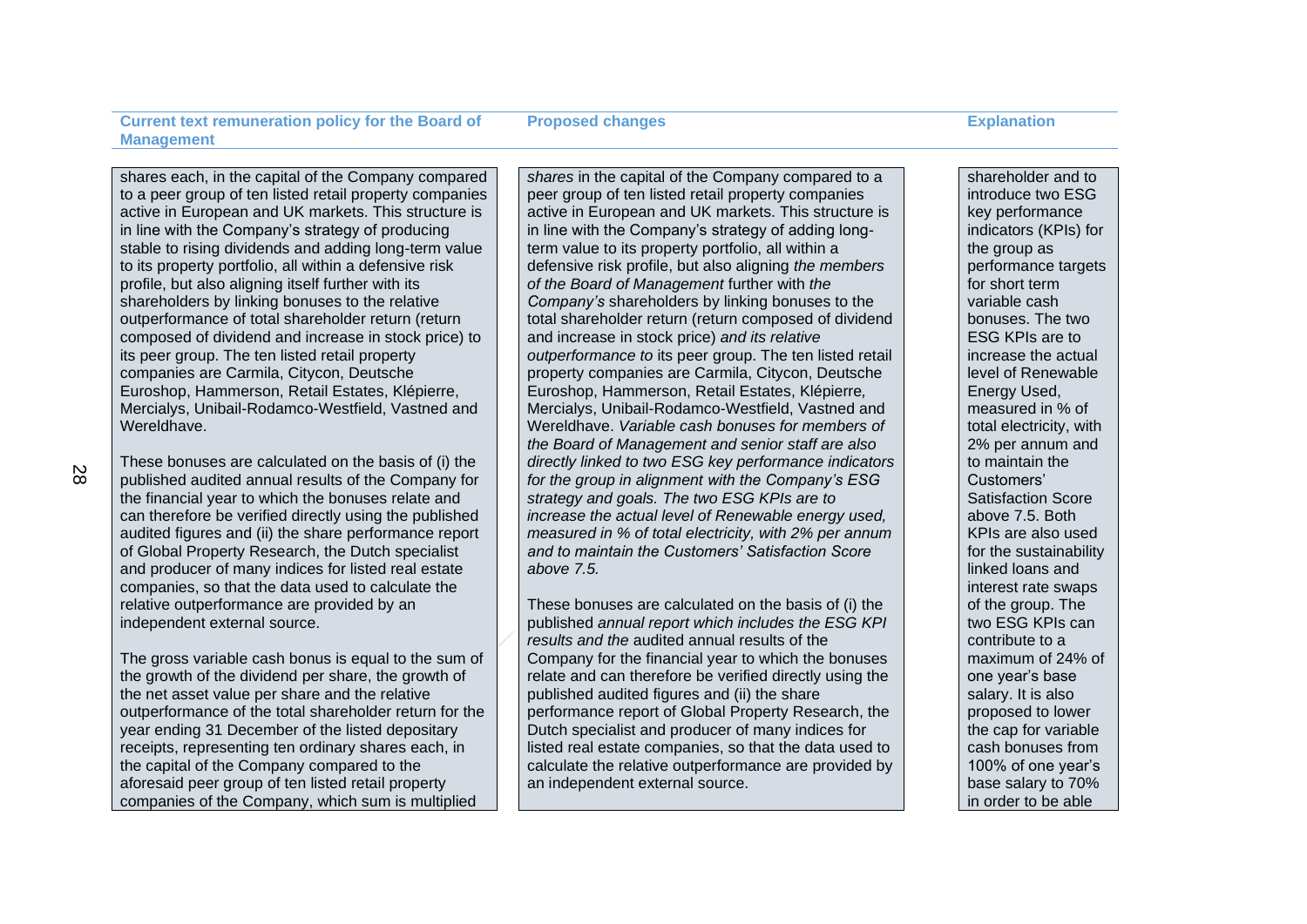| Current text remuneration policy for the Board of Management | Proposed changes | Explanation |
|---|---|---|
| shares each, in the capital of the Company compared to a peer group of ten listed retail property companies active in European and UK markets. This structure is in line with the Company's strategy of producing stable to rising dividends and adding long-term value to its property portfolio, all within a defensive risk profile, but also aligning itself further with its shareholders by linking bonuses to the relative outperformance of total shareholder return (return composed of dividend and increase in stock price) to its peer group. The ten listed retail property companies are Carmila, Citycon, Deutsche Euroshop, Hammerson, Retail Estates, Klépierre, Mercialys, Unibail-Rodamco-Westfield, Vastned and Wereldhave.<br><br>These bonuses are calculated on the basis of (i) the published audited annual results of the Company for the financial year to which the bonuses relate and can therefore be verified directly using the published audited figures and (ii) the share performance report of Global Property Research, the Dutch specialist and producer of many indices for listed real estate companies, so that the data used to calculate the relative outperformance are provided by an independent external source.<br><br>The gross variable cash bonus is equal to the sum of the growth of the dividend per share, the growth of the net asset value per share and the relative outperformance of the total shareholder return for the year ending 31 December of the listed depositary receipts, representing ten ordinary shares each, in the capital of the Company compared to the aforesaid peer group of ten listed retail property companies of the Company, which sum is multiplied | *shares* in the capital of the Company compared to a peer group of ten listed retail property companies active in European and UK markets. This structure is in line with the Company's strategy of adding long-term value to its property portfolio, all within a defensive risk profile, but also aligning *the members of the Board of Management* further with *the Company's* shareholders by linking bonuses to the total shareholder return (return composed of dividend and increase in stock price) *and its relative outperformance to* its peer group. The ten listed retail property companies are Carmila, Citycon, Deutsche Euroshop, Hammerson, Retail Estates, Klépierre, Mercialys, Unibail-Rodamco-Westfield, Vastned and Wereldhave. *Variable cash bonuses for members of the Board of Management and senior staff are also directly linked to two ESG key performance indicators for the group in alignment with the Company's ESG strategy and goals. The two ESG KPIs are to increase the actual level of Renewable energy used, measured in % of total electricity, with 2% per annum and to maintain the Customers' Satisfaction Score above 7.5.*<br><br>These bonuses are calculated on the basis of (i) the published *annual report which includes the ESG KPI results and the* audited annual results of the Company for the financial year to which the bonuses relate and can therefore be verified directly using the published audited figures and (ii) the share performance report of Global Property Research, the Dutch specialist and producer of many indices for listed real estate companies, so that the data used to calculate the relative outperformance are provided by an independent external source. | shareholder and to introduce two ESG key performance indicators (KPIs) for the group as performance targets for short term variable cash bonuses. The two ESG KPIs are to increase the actual level of Renewable Energy Used, measured in % of total electricity, with 2% per annum and to maintain the Customers' Satisfaction Score above 7.5. Both KPIs are also used for the sustainability linked loans and interest rate swaps of the group. The two ESG KPIs can contribute to a maximum of 24% of one year's base salary. It is also proposed to lower the cap for variable cash bonuses from 100% of one year's base salary to 70% in order to be able |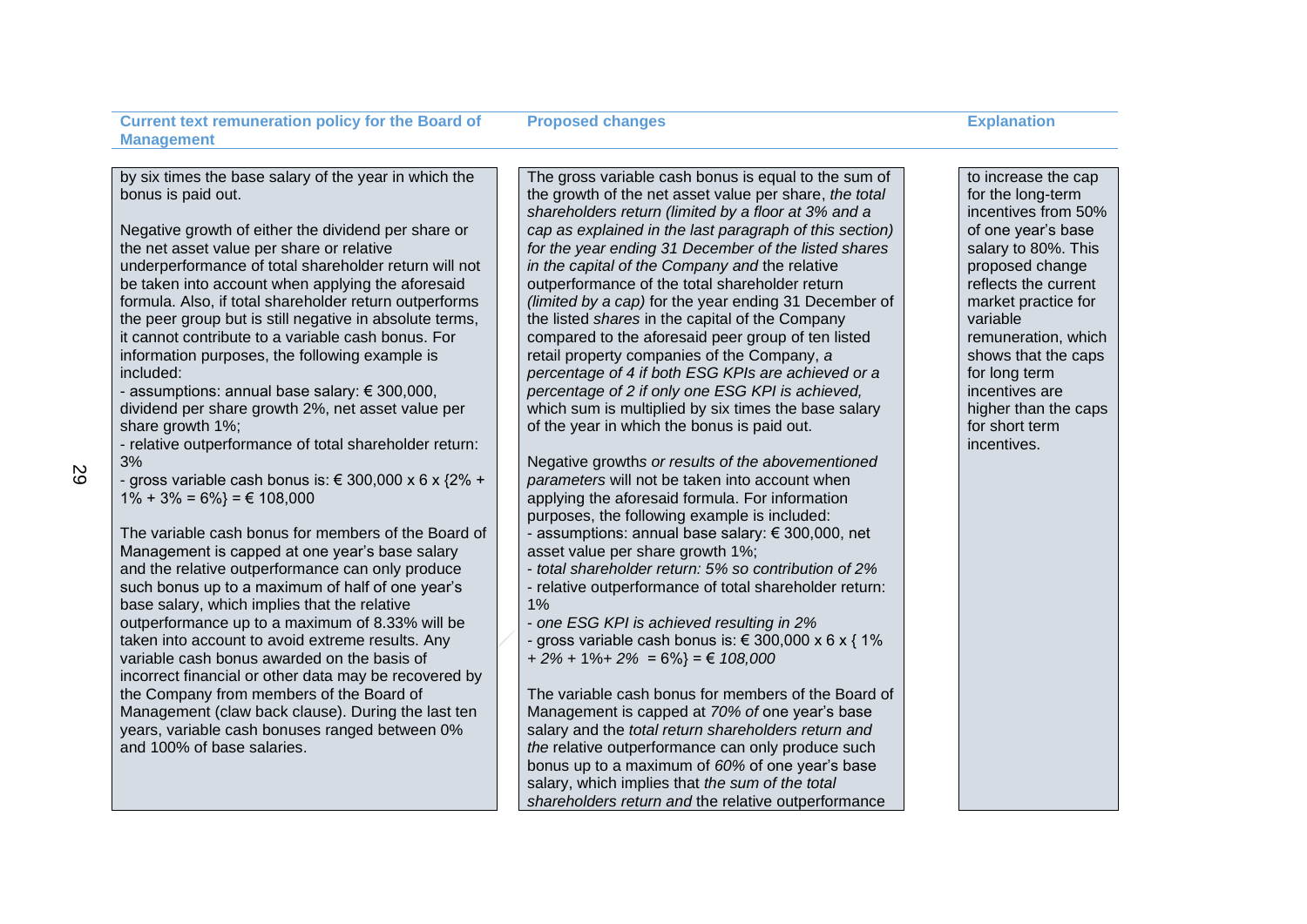| Current text remuneration policy for the Board of Management | Proposed changes | Explanation |
|---|---|---|
| by six times the base salary of the year in which the bonus is paid out.<br><br>Negative growth of either the dividend per share or the net asset value per share or relative underperformance of total shareholder return will not be taken into account when applying the aforesaid formula. Also, if total shareholder return outperforms the peer group but is still negative in absolute terms, it cannot contribute to a variable cash bonus. For information purposes, the following example is included:<br>- assumptions: annual base salary: € 300,000, dividend per share growth 2%, net asset value per share growth 1%;<br>- relative outperformance of total shareholder return: 3%<br>- gross variable cash bonus is: € 300,000 x 6 x {2% + 1% + 3% = 6%} = € 108,000<br><br>The variable cash bonus for members of the Board of Management is capped at one year's base salary and the relative outperformance can only produce such bonus up to a maximum of half of one year's base salary, which implies that the relative outperformance up to a maximum of 8.33% will be taken into account to avoid extreme results. Any variable cash bonus awarded on the basis of incorrect financial or other data may be recovered by the Company from members of the Board of Management (claw back clause). During the last ten years, variable cash bonuses ranged between 0% and 100% of base salaries. | The gross variable cash bonus is equal to the sum of the growth of the net asset value per share, *the total shareholders return (limited by a floor at 3% and a cap as explained in the last paragraph of this section) for the year ending 31 December of the listed shares in the capital of the Company and* the relative outperformance of the total shareholder return *(limited by a cap)* for the year ending 31 December of the listed *shares* in the capital of the Company compared to the aforesaid peer group of ten listed retail property companies of the Company, *a percentage of 4 if both ESG KPIs are achieved or a percentage of 2 if only one ESG KPI is achieved,* which sum is multiplied by six times the base salary of the year in which the bonus is paid out.<br><br>Negative growth*s or results of the abovementioned parameters* will not be taken into account when applying the aforesaid formula. For information purposes, the following example is included:<br>- assumptions: annual base salary: € 300,000, net asset value per share growth 1%;<br>- *total shareholder return: 5% so contribution of 2%*<br>- relative outperformance of total shareholder return: 1%<br>- *one ESG KPI is achieved resulting in 2%*<br>- gross variable cash bonus is: € 300,000 x 6 x { 1% *+ 2%* + 1%+ *2%* = 6%} = € *108,000*<br><br>The variable cash bonus for members of the Board of Management is capped at *70% of* one year's base salary and the *total return shareholders return and the* relative outperformance can only produce such bonus up to a maximum of *60%* of one year's base salary, which implies that *the sum of the total shareholders return and* the relative outperformance | to increase the cap for the long-term incentives from 50% of one year's base salary to 80%. This proposed change reflects the current market practice for variable remuneration, which shows that the caps for long term incentives are higher than the caps for short term incentives. |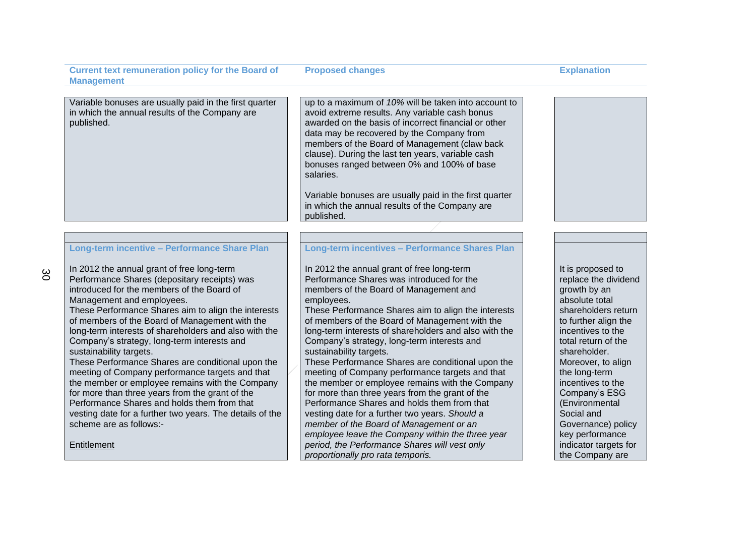| Current text remuneration policy for the Board of Management | Proposed changes | Explanation |
| --- | --- | --- |
| Variable bonuses are usually paid in the first quarter in which the annual results of the Company are published. | up to a maximum of *10%* will be taken into account to avoid extreme results. Any variable cash bonus awarded on the basis of incorrect financial or other data may be recovered by the Company from members of the Board of Management (claw back clause). During the last ten years, variable cash bonuses ranged between 0% and 100% of base salaries.<br><br>Variable bonuses are usually paid in the first quarter in which the annual results of the Company are published. | |
| | | |
| **Long-term incentive – Performance Share Plan**<br><br>In 2012 the annual grant of free long-term Performance Shares (depositary receipts) was introduced for the members of the Board of Management and employees.<br>These Performance Shares aim to align the interests of members of the Board of Management with the long-term interests of shareholders and also with the Company's strategy, long-term interests and sustainability targets.<br>These Performance Shares are conditional upon the meeting of Company performance targets and that the member or employee remains with the Company for more than three years from the grant of the Performance Shares and holds them from that vesting date for a further two years. The details of the scheme are as follows:-<br><br>Entitlement | **Long-term incentives – Performance Shares Plan**<br><br>In 2012 the annual grant of free long-term Performance Shares was introduced for the members of the Board of Management and employees.<br>These Performance Shares aim to align the interests of members of the Board of Management with the long-term interests of shareholders and also with the Company's strategy, long-term interests and sustainability targets.<br>These Performance Shares are conditional upon the meeting of Company performance targets and that the member or employee remains with the Company for more than three years from the grant of the Performance Shares and holds them from that vesting date for a further two years. *Should a member of the Board of Management or an employee leave the Company within the three year period, the Performance Shares will vest only proportionally pro rata temporis.* | It is proposed to replace the dividend growth by an absolute total shareholders return to further align the incentives to the total return of the shareholder.<br>Moreover, to align the long-term incentives to the Company's ESG (Environmental Social and Governance) policy key performance indicator targets for the Company are |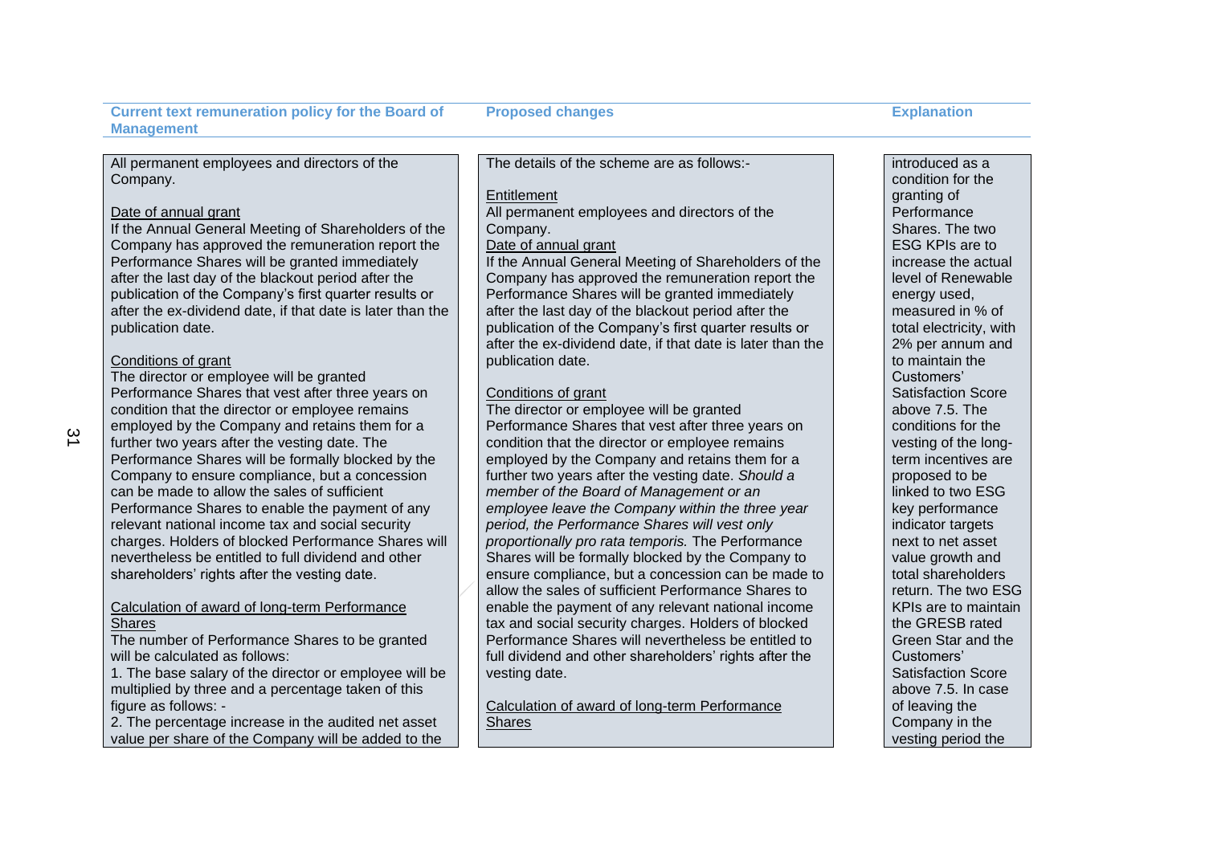| Current text remuneration policy for the Board of Management | Proposed changes | Explanation |
| --- | --- | --- |
| All permanent employees and directors of the Company.<br><br><u>Date of annual grant</u><br>If the Annual General Meeting of Shareholders of the Company has approved the remuneration report the Performance Shares will be granted immediately after the last day of the blackout period after the publication of the Company's first quarter results or after the ex-dividend date, if that date is later than the publication date.<br><br><u>Conditions of grant</u><br>The director or employee will be granted Performance Shares that vest after three years on condition that the director or employee remains employed by the Company and retains them for a further two years after the vesting date. The Performance Shares will be formally blocked by the Company to ensure compliance, but a concession can be made to allow the sales of sufficient Performance Shares to enable the payment of any relevant national income tax and social security charges. Holders of blocked Performance Shares will nevertheless be entitled to full dividend and other shareholders' rights after the vesting date.<br><br><u>Calculation of award of long-term Performance Shares</u><br>The number of Performance Shares to be granted will be calculated as follows:<br>1. The base salary of the director or employee will be multiplied by three and a percentage taken of this figure as follows: -<br>2. The percentage increase in the audited net asset value per share of the Company will be added to the | The details of the scheme are as follows:-<br><br><u>Entitlement</u><br>All permanent employees and directors of the Company.<br><u>Date of annual grant</u><br>If the Annual General Meeting of Shareholders of the Company has approved the remuneration report the Performance Shares will be granted immediately after the last day of the blackout period after the publication of the Company's first quarter results or after the ex-dividend date, if that date is later than the publication date.<br><br><u>Conditions of grant</u><br>The director or employee will be granted Performance Shares that vest after three years on condition that the director or employee remains employed by the Company and retains them for a further two years after the vesting date. *Should a member of the Board of Management or an employee leave the Company within the three year period, the Performance Shares will vest only proportionally pro rata temporis.* The Performance Shares will be formally blocked by the Company to ensure compliance, but a concession can be made to allow the sales of sufficient Performance Shares to enable the payment of any relevant national income tax and social security charges. Holders of blocked Performance Shares will nevertheless be entitled to full dividend and other shareholders' rights after the vesting date.<br><br><u>Calculation of award of long-term Performance Shares</u> | introduced as a condition for the granting of Performance Shares. The two ESG KPIs are to increase the actual level of Renewable energy used, measured in % of total electricity, with 2% per annum and to maintain the Customers' Satisfaction Score above 7.5. The conditions for the vesting of the long-term incentives are proposed to be linked to two ESG key performance indicator targets next to net asset value growth and total shareholders return. The two ESG KPIs are to maintain the GRESB rated Green Star and the Customers' Satisfaction Score above 7.5. In case of leaving the Company in the vesting period the |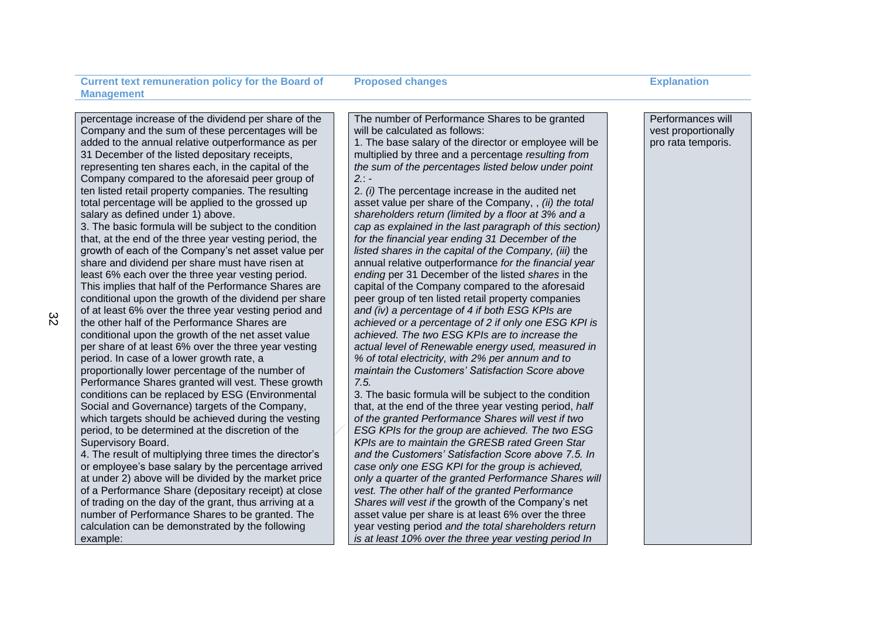| Current text remuneration policy for the Board of Management | Proposed changes | Explanation |
|---|---|---|
| percentage increase of the dividend per share of the Company and the sum of these percentages will be added to the annual relative outperformance as per 31 December of the listed depositary receipts, representing ten shares each, in the capital of the Company compared to the aforesaid peer group of ten listed retail property companies. The resulting total percentage will be applied to the grossed up salary as defined under 1) above.<br>3. The basic formula will be subject to the condition that, at the end of the three year vesting period, the growth of each of the Company's net asset value per share and dividend per share must have risen at least 6% each over the three year vesting period. This implies that half of the Performance Shares are conditional upon the growth of the dividend per share of at least 6% over the three year vesting period and the other half of the Performance Shares are conditional upon the growth of the net asset value per share of at least 6% over the three year vesting period. In case of a lower growth rate, a proportionally lower percentage of the number of Performance Shares granted will vest. These growth conditions can be replaced by ESG (Environmental Social and Governance) targets of the Company, which targets should be achieved during the vesting period, to be determined at the discretion of the Supervisory Board.<br>4. The result of multiplying three times the director's or employee's base salary by the percentage arrived at under 2) above will be divided by the market price of a Performance Share (depositary receipt) at close of trading on the day of the grant, thus arriving at a number of Performance Shares to be granted. The calculation can be demonstrated by the following example: | The number of Performance Shares to be granted will be calculated as follows:<br>1. The base salary of the director or employee will be multiplied by three and a percentage *resulting from the sum of the percentages listed below under point 2.*: -<br>2. *(i)* The percentage increase in the audited net asset value per share of the Company, , *(ii) the total shareholders return (limited by a floor at 3% and a cap as explained in the last paragraph of this section) for the financial year ending 31 December of the listed shares in the capital of the Company, (iii)* the annual relative outperformance *for the financial year ending* per 31 December of the listed *shares* in the capital of the Company compared to the aforesaid peer group of ten listed retail property companies *and (iv) a percentage of 4 if both ESG KPIs are achieved or a percentage of 2 if only one ESG KPI is achieved. The two ESG KPIs are to increase the actual level of Renewable energy used, measured in % of total electricity, with 2% per annum and to maintain the Customers' Satisfaction Score above 7.5.*<br>3. The basic formula will be subject to the condition that, at the end of the three year vesting period, *half of the granted Performance Shares will vest if two ESG KPIs for the group are achieved. The two ESG KPIs are to maintain the GRESB rated Green Star and the Customers' Satisfaction Score above 7.5. In case only one ESG KPI for the group is achieved, only a quarter of the granted Performance Shares will vest. The other half of the granted Performance Shares will vest if* the growth of the Company's net asset value per share is at least 6% over the three year vesting period *and the total shareholders return is at least 10% over the three year vesting period In* | Performances will vest proportionally pro rata temporis. |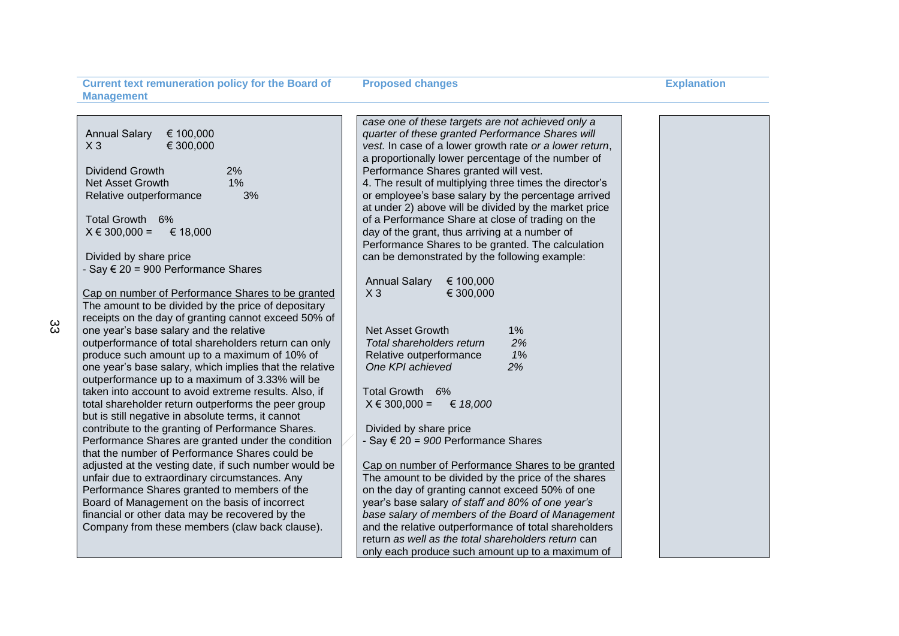| Current text remuneration policy for the Board of Management | Proposed changes | Explanation |
|---|---|---|
| Annual Salary € 100,000<br>X 3 € 300,000<br><br>Dividend Growth 2%<br>Net Asset Growth 1%<br>Relative outperformance 3%<br><br>Total Growth 6%<br>X € 300,000 = € 18,000<br><br>Divided by share price<br>- Say € 20 = 900 Performance Shares<br><br><u>Cap on number of Performance Shares to be granted</u><br>The amount to be divided by the price of depositary receipts on the day of granting cannot exceed 50% of one year's base salary and the relative outperformance of total shareholders return can only produce such amount up to a maximum of 10% of one year's base salary, which implies that the relative outperformance up to a maximum of 3.33% will be taken into account to avoid extreme results. Also, if total shareholder return outperforms the peer group but is still negative in absolute terms, it cannot contribute to the granting of Performance Shares. Performance Shares are granted under the condition that the number of Performance Shares could be adjusted at the vesting date, if such number would be unfair due to extraordinary circumstances. Any Performance Shares granted to members of the Board of Management on the basis of incorrect financial or other data may be recovered by the Company from these members (claw back clause). | *case one of these targets are not achieved only a quarter of these granted Performance Shares will vest.* In case of a lower growth rate *or a lower return*, a proportionally lower percentage of the number of Performance Shares granted will vest.<br>4. The result of multiplying three times the director's or employee's base salary by the percentage arrived at under 2) above will be divided by the market price of a Performance Share at close of trading on the day of the grant, thus arriving at a number of Performance Shares to be granted. The calculation can be demonstrated by the following example:<br><br>Annual Salary € 100,000<br>X 3 € 300,000<br><br>Net Asset Growth 1%<br>*Total shareholders return 2%*<br>Relative outperformance *1%*<br>*One KPI achieved 2%*<br><br>Total Growth *6%*<br>X € 300,000 = *€ 18,000*<br><br>Divided by share price<br>- Say € 20 = *900* Performance Shares<br><br><u>Cap on number of Performance Shares to be granted</u><br>The amount to be divided by the price of the shares on the day of granting cannot exceed 50% of one year's base salary *of staff and 80% of one year's base salary of members of the Board of Management* and the relative outperformance of total shareholders return *as well as the total shareholders return* can only each produce such amount up to a maximum of | |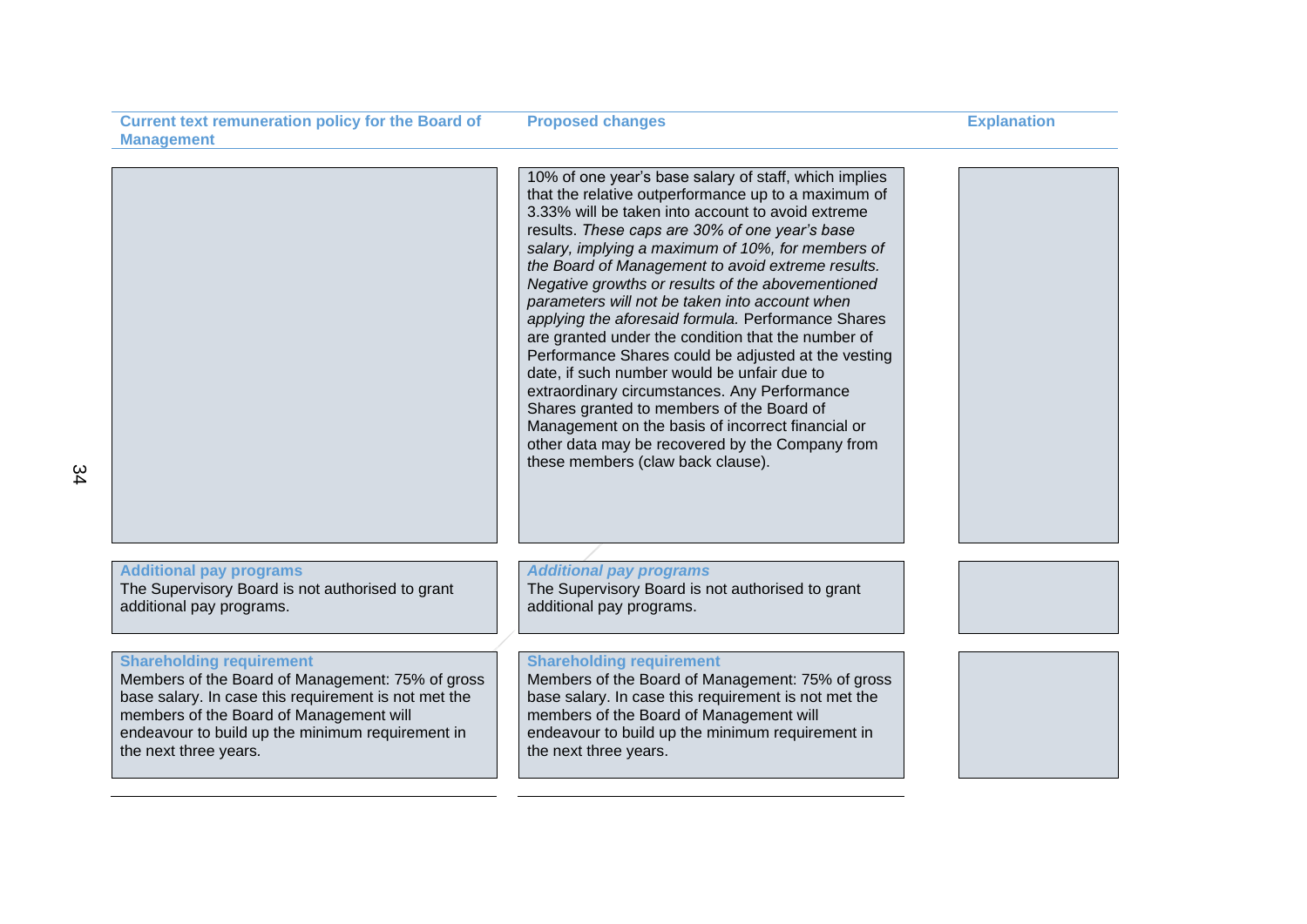| Current text remuneration policy for the Board of Management | Proposed changes | Explanation |
|---|---|---|
| | 10% of one year's base salary of staff, which implies that the relative outperformance up to a maximum of 3.33% will be taken into account to avoid extreme results. *These caps are 30% of one year's base salary, implying a maximum of 10%, for members of the Board of Management to avoid extreme results. Negative growths or results of the abovementioned parameters will not be taken into account when applying the aforesaid formula.* Performance Shares are granted under the condition that the number of Performance Shares could be adjusted at the vesting date, if such number would be unfair due to extraordinary circumstances. Any Performance Shares granted to members of the Board of Management on the basis of incorrect financial or other data may be recovered by the Company from these members (claw back clause). | |
| **Additional pay programs**<br>The Supervisory Board is not authorised to grant additional pay programs. | ***Additional pay programs***<br>The Supervisory Board is not authorised to grant additional pay programs. | |
| **Shareholding requirement**<br>Members of the Board of Management: 75% of gross base salary. In case this requirement is not met the members of the Board of Management will endeavour to build up the minimum requirement in the next three years. | **Shareholding requirement**<br>Members of the Board of Management: 75% of gross base salary. In case this requirement is not met the members of the Board of Management will endeavour to build up the minimum requirement in the next three years. | |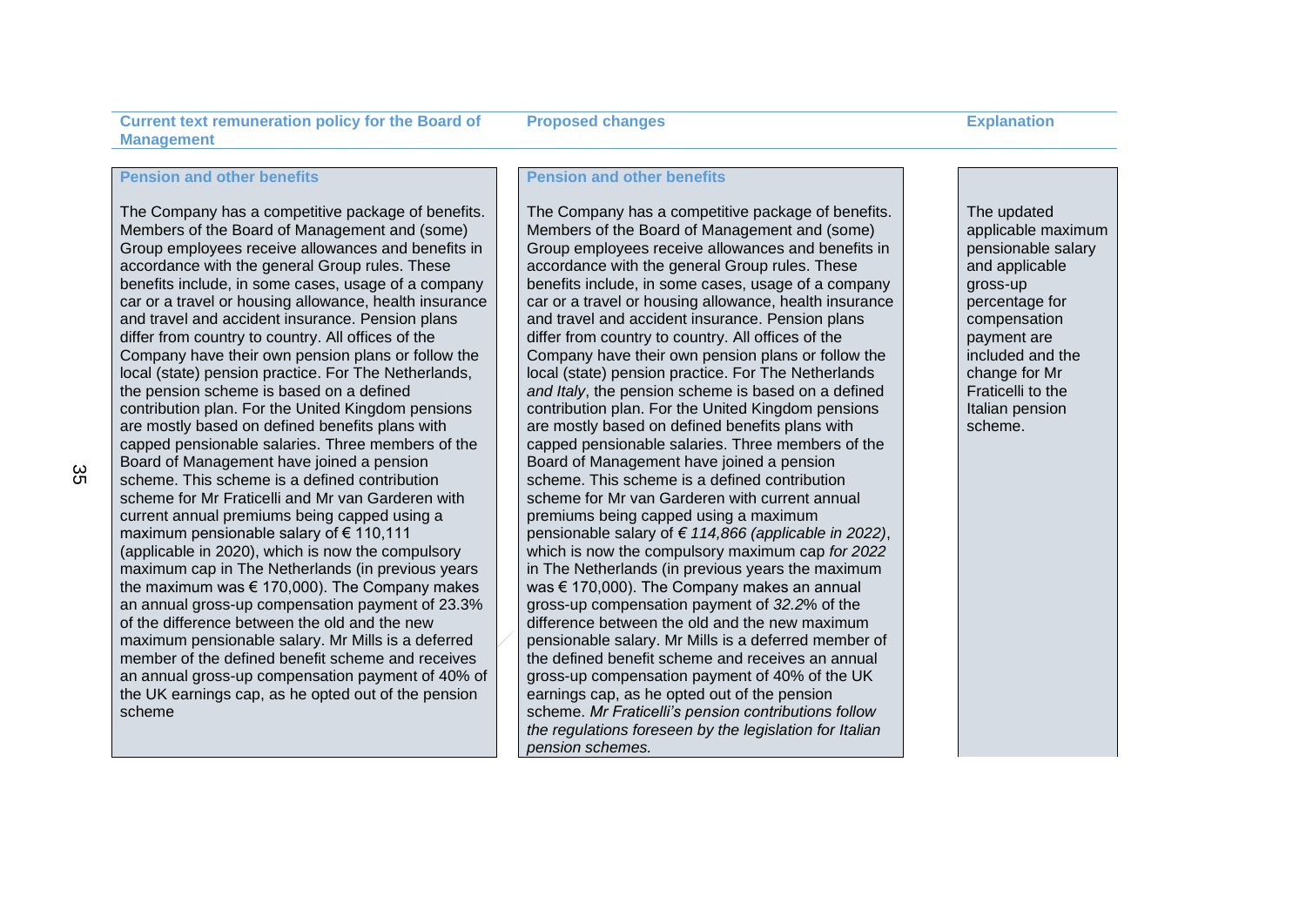| Current text remuneration policy for the Board of Management | Proposed changes | Explanation |
|---|---|---|
| **Pension and other benefits**<br><br>The Company has a competitive package of benefits. Members of the Board of Management and (some) Group employees receive allowances and benefits in accordance with the general Group rules. These benefits include, in some cases, usage of a company car or a travel or housing allowance, health insurance and travel and accident insurance. Pension plans differ from country to country. All offices of the Company have their own pension plans or follow the local (state) pension practice. For The Netherlands, the pension scheme is based on a defined contribution plan. For the United Kingdom pensions are mostly based on defined benefits plans with capped pensionable salaries. Three members of the Board of Management have joined a pension scheme. This scheme is a defined contribution scheme for Mr Fraticelli and Mr van Garderen with current annual premiums being capped using a maximum pensionable salary of € 110,111 (applicable in 2020), which is now the compulsory maximum cap in The Netherlands (in previous years the maximum was € 170,000). The Company makes an annual gross-up compensation payment of 23.3% of the difference between the old and the new maximum pensionable salary. Mr Mills is a deferred member of the defined benefit scheme and receives an annual gross-up compensation payment of 40% of the UK earnings cap, as he opted out of the pension scheme | **Pension and other benefits**<br><br>The Company has a competitive package of benefits. Members of the Board of Management and (some) Group employees receive allowances and benefits in accordance with the general Group rules. These benefits include, in some cases, usage of a company car or a travel or housing allowance, health insurance and travel and accident insurance. Pension plans differ from country to country. All offices of the Company have their own pension plans or follow the local (state) pension practice. For The Netherlands *and Italy*, the pension scheme is based on a defined contribution plan. For the United Kingdom pensions are mostly based on defined benefits plans with capped pensionable salaries. Three members of the Board of Management have joined a pension scheme. This scheme is a defined contribution scheme for Mr van Garderen with current annual premiums being capped using a maximum pensionable salary of *€ 114,866 (applicable in 2022)*, which is now the compulsory maximum cap *for 2022* in The Netherlands (in previous years the maximum was € 170,000). The Company makes an annual gross-up compensation payment of *32.2*% of the difference between the old and the new maximum pensionable salary. Mr Mills is a deferred member of the defined benefit scheme and receives an annual gross-up compensation payment of 40% of the UK earnings cap, as he opted out of the pension scheme. *Mr Fraticelli's pension contributions follow the regulations foreseen by the legislation for Italian pension schemes.* | The updated applicable maximum pensionable salary and applicable gross-up percentage for compensation payment are included and the change for Mr Fraticelli to the Italian pension scheme. |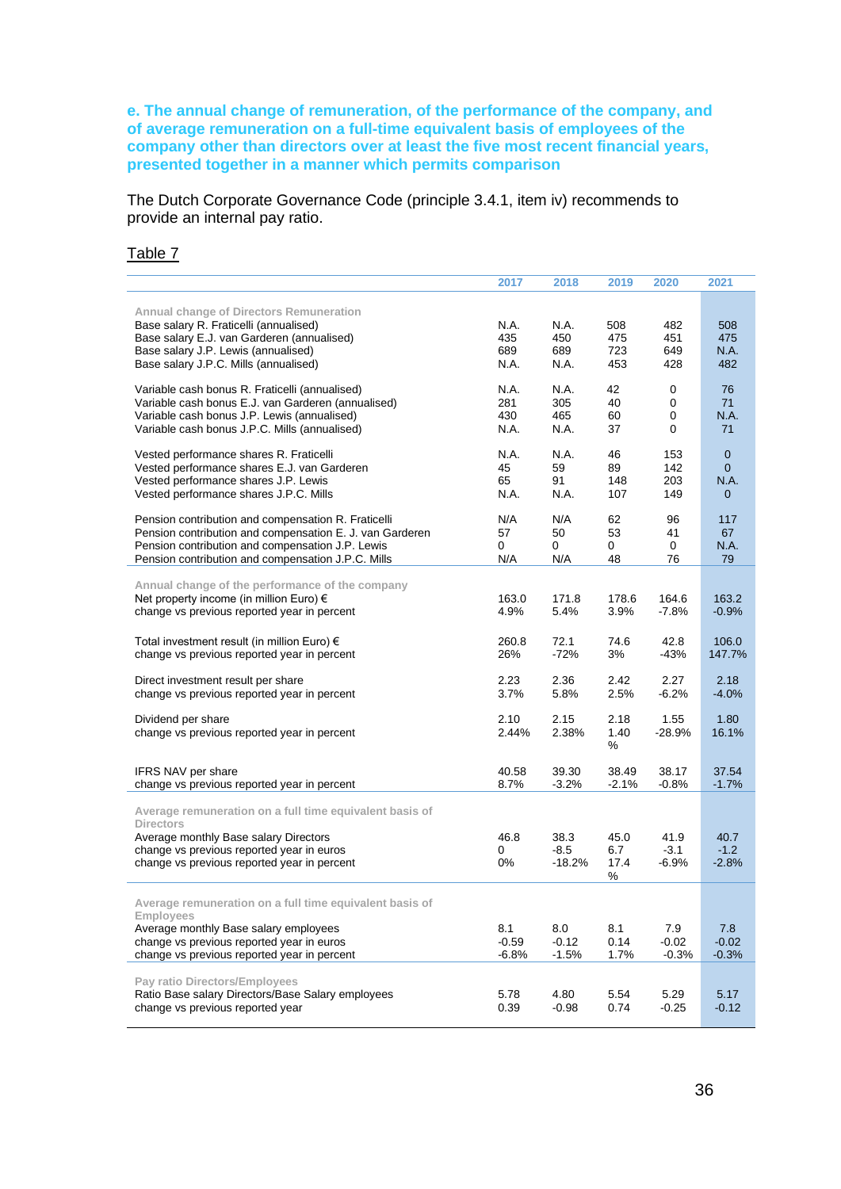### e. The annual change of remuneration, of the performance of the company, and of average remuneration on a full-time equivalent basis of employees of the company other than directors over at least the five most recent financial years, presented together in a manner which permits comparison

The Dutch Corporate Governance Code (principle 3.4.1, item iv) recommends to provide an internal pay ratio.

Table 7

| | 2017 | 2018 | 2019 | 2020 | 2021 |
|---|---|---|---|---|---|
| **Annual change of Directors Remuneration** | | | | | |
| Base salary R. Fraticelli (annualised) | N.A. | N.A. | 508 | 482 | 508 |
| Base salary E.J. van Garderen (annualised) | 435 | 450 | 475 | 451 | 475 |
| Base salary J.P. Lewis (annualised) | 689 | 689 | 723 | 649 | N.A. |
| Base salary J.P.C. Mills (annualised) | N.A. | N.A. | 453 | 428 | 482 |
| Variable cash bonus R. Fraticelli (annualised) | N.A. | N.A. | 42 | 0 | 76 |
| Variable cash bonus E.J. van Garderen (annualised) | 281 | 305 | 40 | 0 | 71 |
| Variable cash bonus J.P. Lewis (annualised) | 430 | 465 | 60 | 0 | N.A. |
| Variable cash bonus J.P.C. Mills (annualised) | N.A. | N.A. | 37 | 0 | 71 |
| Vested performance shares R. Fraticelli | N.A. | N.A. | 46 | 153 | 0 |
| Vested performance shares E.J. van Garderen | 45 | 59 | 89 | 142 | 0 |
| Vested performance shares J.P. Lewis | 65 | 91 | 148 | 203 | N.A. |
| Vested performance shares J.P.C. Mills | N.A. | N.A. | 107 | 149 | 0 |
| Pension contribution and compensation R. Fraticelli | N/A | N/A | 62 | 96 | 117 |
| Pension contribution and compensation E. J. van Garderen | 57 | 50 | 53 | 41 | 67 |
| Pension contribution and compensation J.P. Lewis | 0 | 0 | 0 | 0 | N.A. |
| Pension contribution and compensation J.P.C. Mills | N/A | N/A | 48 | 76 | 79 |
| **Annual change of the performance of the company** | | | | | |
| Net property income (in million Euro) € | 163.0 | 171.8 | 178.6 | 164.6 | 163.2 |
| change vs previous reported year in percent | 4.9% | 5.4% | 3.9% | -7.8% | -0.9% |
| Total investment result (in million Euro) € | 260.8 | 72.1 | 74.6 | 42.8 | 106.0 |
| change vs previous reported year in percent | 26% | -72% | 3% | -43% | 147.7% |
| Direct investment result per share | 2.23 | 2.36 | 2.42 | 2.27 | 2.18 |
| change vs previous reported year in percent | 3.7% | 5.8% | 2.5% | -6.2% | -4.0% |
| Dividend per share | 2.10 | 2.15 | 2.18 | 1.55 | 1.80 |
| change vs previous reported year in percent | 2.44% | 2.38% | 1.40 % | -28.9% | 16.1% |
| IFRS NAV per share | 40.58 | 39.30 | 38.49 | 38.17 | 37.54 |
| change vs previous reported year in percent | 8.7% | -3.2% | -2.1% | -0.8% | -1.7% |
| **Average remuneration on a full time equivalent basis of Directors** | | | | | |
| Average monthly Base salary Directors | 46.8 | 38.3 | 45.0 | 41.9 | 40.7 |
| change vs previous reported year in euros | 0 | -8.5 | 6.7 | -3.1 | -1.2 |
| change vs previous reported year in percent | 0% | -18.2% | 17.4 % | -6.9% | -2.8% |
| **Average remuneration on a full time equivalent basis of Employees** | | | | | |
| Average monthly Base salary employees | 8.1 | 8.0 | 8.1 | 7.9 | 7.8 |
| change vs previous reported year in euros | -0.59 | -0.12 | 0.14 | -0.02 | -0.02 |
| change vs previous reported year in percent | -6.8% | -1.5% | 1.7% | -0.3% | -0.3% |
| **Pay ratio Directors/Employees** | | | | | |
| Ratio Base salary Directors/Base Salary employees | 5.78 | 4.80 | 5.54 | 5.29 | 5.17 |
| change vs previous reported year | 0.39 | -0.98 | 0.74 | -0.25 | -0.12 |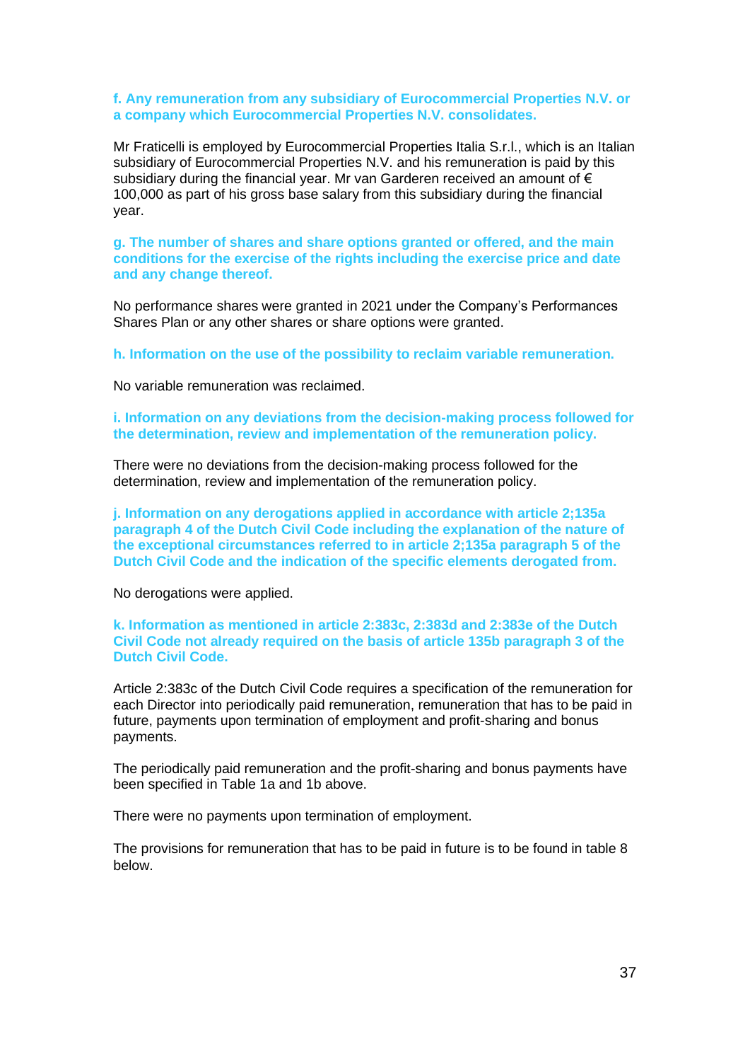### f. Any remuneration from any subsidiary of Eurocommercial Properties N.V. or a company which Eurocommercial Properties N.V. consolidates.

Mr Fraticelli is employed by Eurocommercial Properties Italia S.r.l., which is an Italian subsidiary of Eurocommercial Properties N.V. and his remuneration is paid by this subsidiary during the financial year. Mr van Garderen received an amount of € 100,000 as part of his gross base salary from this subsidiary during the financial year.

### g. The number of shares and share options granted or offered, and the main conditions for the exercise of the rights including the exercise price and date and any change thereof.

No performance shares were granted in 2021 under the Company's Performances Shares Plan or any other shares or share options were granted.

### h. Information on the use of the possibility to reclaim variable remuneration.

No variable remuneration was reclaimed.

### i. Information on any deviations from the decision-making process followed for the determination, review and implementation of the remuneration policy.

There were no deviations from the decision-making process followed for the determination, review and implementation of the remuneration policy.

### j. Information on any derogations applied in accordance with article 2;135a paragraph 4 of the Dutch Civil Code including the explanation of the nature of the exceptional circumstances referred to in article 2;135a paragraph 5 of the Dutch Civil Code and the indication of the specific elements derogated from.

No derogations were applied.

### k. Information as mentioned in article 2:383c, 2:383d and 2:383e of the Dutch Civil Code not already required on the basis of article 135b paragraph 3 of the Dutch Civil Code.

Article 2:383c of the Dutch Civil Code requires a specification of the remuneration for each Director into periodically paid remuneration, remuneration that has to be paid in future, payments upon termination of employment and profit-sharing and bonus payments.

The periodically paid remuneration and the profit-sharing and bonus payments have been specified in Table 1a and 1b above.

There were no payments upon termination of employment.

The provisions for remuneration that has to be paid in future is to be found in table 8 below.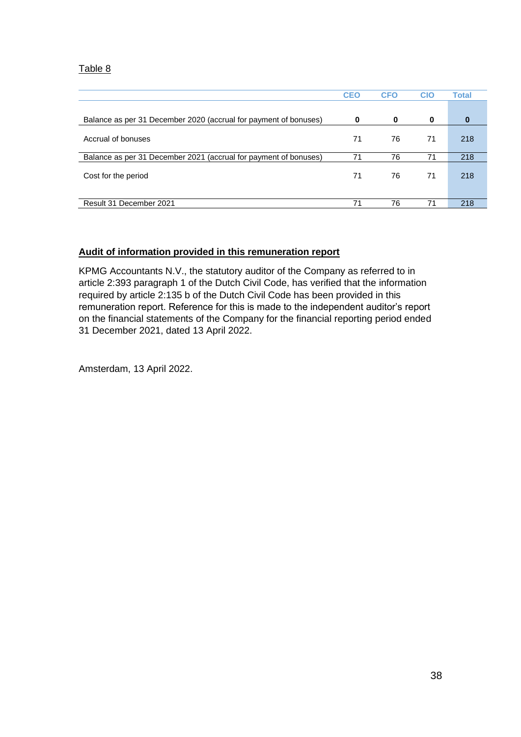Table 8

| | CEO | CFO | CIO | Total |
|---|---|---|---|---|
| Balance as per 31 December 2020 (accrual for payment of bonuses) | **0** | **0** | **0** | **0** |
| Accrual of bonuses | 71 | 76 | 71 | 218 |
| Balance as per 31 December 2021 (accrual for payment of bonuses) | 71 | 76 | 71 | 218 |
| Cost for the period | 71 | 76 | 71 | 218 |
| Result 31 December 2021 | 71 | 76 | 71 | 218 |

**Audit of information provided in this remuneration report**

KPMG Accountants N.V., the statutory auditor of the Company as referred to in article 2:393 paragraph 1 of the Dutch Civil Code, has verified that the information required by article 2:135 b of the Dutch Civil Code has been provided in this remuneration report. Reference for this is made to the independent auditor's report on the financial statements of the Company for the financial reporting period ended 31 December 2021, dated 13 April 2022.

Amsterdam, 13 April 2022.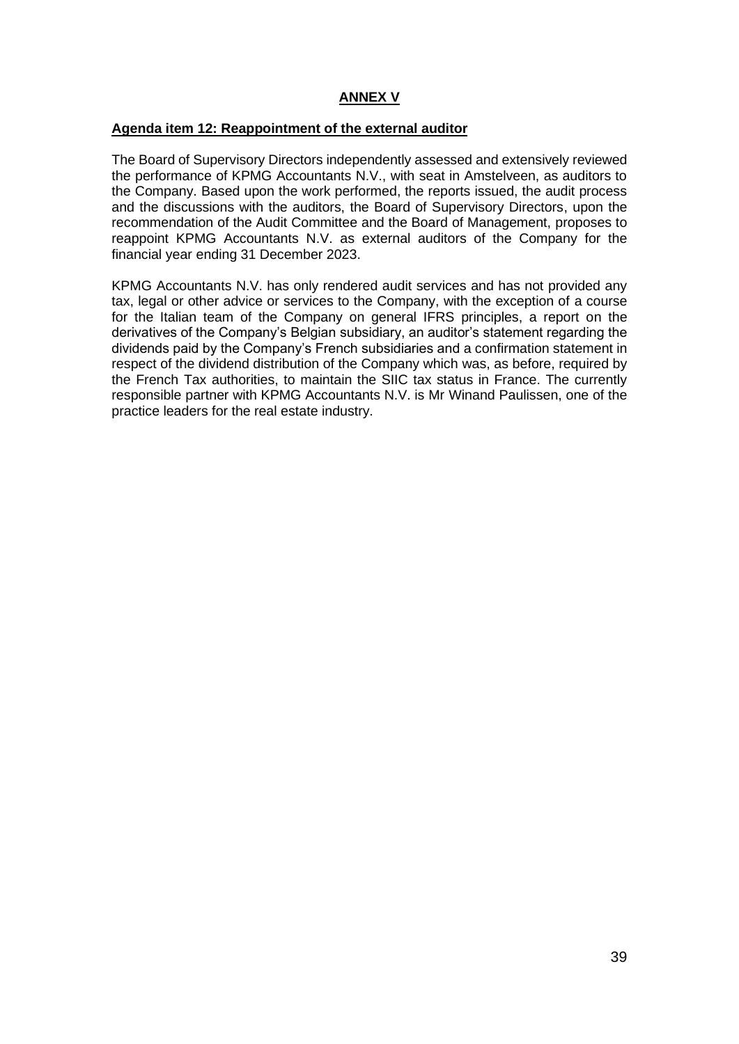## **ANNEX V**

**Agenda item 12: Reappointment of the external auditor**

The Board of Supervisory Directors independently assessed and extensively reviewed the performance of KPMG Accountants N.V., with seat in Amstelveen, as auditors to the Company. Based upon the work performed, the reports issued, the audit process and the discussions with the auditors, the Board of Supervisory Directors, upon the recommendation of the Audit Committee and the Board of Management, proposes to reappoint KPMG Accountants N.V. as external auditors of the Company for the financial year ending 31 December 2023.

KPMG Accountants N.V. has only rendered audit services and has not provided any tax, legal or other advice or services to the Company, with the exception of a course for the Italian team of the Company on general IFRS principles, a report on the derivatives of the Company's Belgian subsidiary, an auditor's statement regarding the dividends paid by the Company's French subsidiaries and a confirmation statement in respect of the dividend distribution of the Company which was, as before, required by the French Tax authorities, to maintain the SIIC tax status in France. The currently responsible partner with KPMG Accountants N.V. is Mr Winand Paulissen, one of the practice leaders for the real estate industry.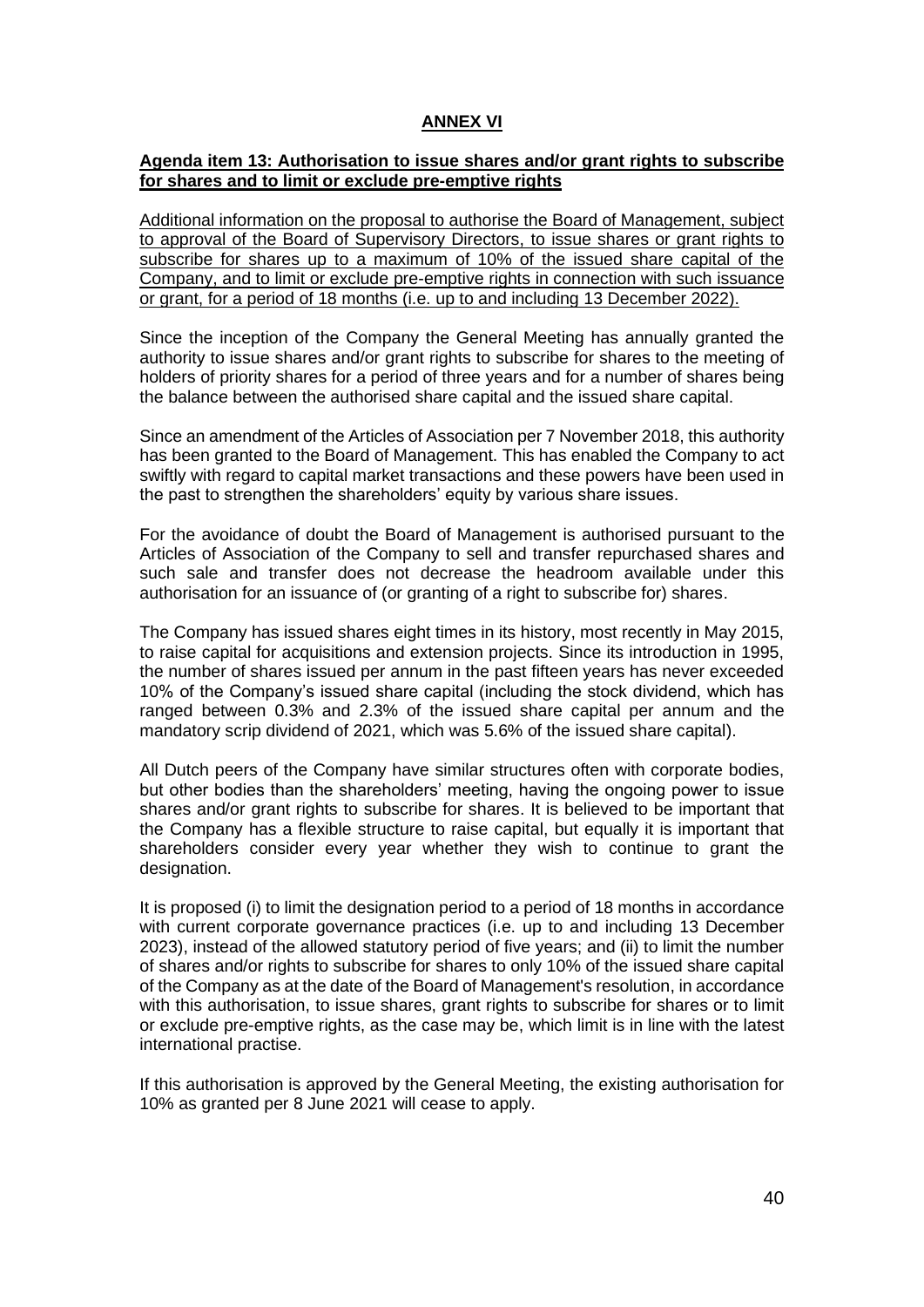## ANNEX VI

### Agenda item 13: Authorisation to issue shares and/or grant rights to subscribe for shares and to limit or exclude pre-emptive rights

Additional information on the proposal to authorise the Board of Management, subject to approval of the Board of Supervisory Directors, to issue shares or grant rights to subscribe for shares up to a maximum of 10% of the issued share capital of the Company, and to limit or exclude pre-emptive rights in connection with such issuance or grant, for a period of 18 months (i.e. up to and including 13 December 2022).

Since the inception of the Company the General Meeting has annually granted the authority to issue shares and/or grant rights to subscribe for shares to the meeting of holders of priority shares for a period of three years and for a number of shares being the balance between the authorised share capital and the issued share capital.

Since an amendment of the Articles of Association per 7 November 2018, this authority has been granted to the Board of Management. This has enabled the Company to act swiftly with regard to capital market transactions and these powers have been used in the past to strengthen the shareholders' equity by various share issues.

For the avoidance of doubt the Board of Management is authorised pursuant to the Articles of Association of the Company to sell and transfer repurchased shares and such sale and transfer does not decrease the headroom available under this authorisation for an issuance of (or granting of a right to subscribe for) shares.

The Company has issued shares eight times in its history, most recently in May 2015, to raise capital for acquisitions and extension projects. Since its introduction in 1995, the number of shares issued per annum in the past fifteen years has never exceeded 10% of the Company's issued share capital (including the stock dividend, which has ranged between 0.3% and 2.3% of the issued share capital per annum and the mandatory scrip dividend of 2021, which was 5.6% of the issued share capital).

All Dutch peers of the Company have similar structures often with corporate bodies, but other bodies than the shareholders' meeting, having the ongoing power to issue shares and/or grant rights to subscribe for shares. It is believed to be important that the Company has a flexible structure to raise capital, but equally it is important that shareholders consider every year whether they wish to continue to grant the designation.

It is proposed (i) to limit the designation period to a period of 18 months in accordance with current corporate governance practices (i.e. up to and including 13 December 2023), instead of the allowed statutory period of five years; and (ii) to limit the number of shares and/or rights to subscribe for shares to only 10% of the issued share capital of the Company as at the date of the Board of Management's resolution, in accordance with this authorisation, to issue shares, grant rights to subscribe for shares or to limit or exclude pre-emptive rights, as the case may be, which limit is in line with the latest international practise.

If this authorisation is approved by the General Meeting, the existing authorisation for 10% as granted per 8 June 2021 will cease to apply.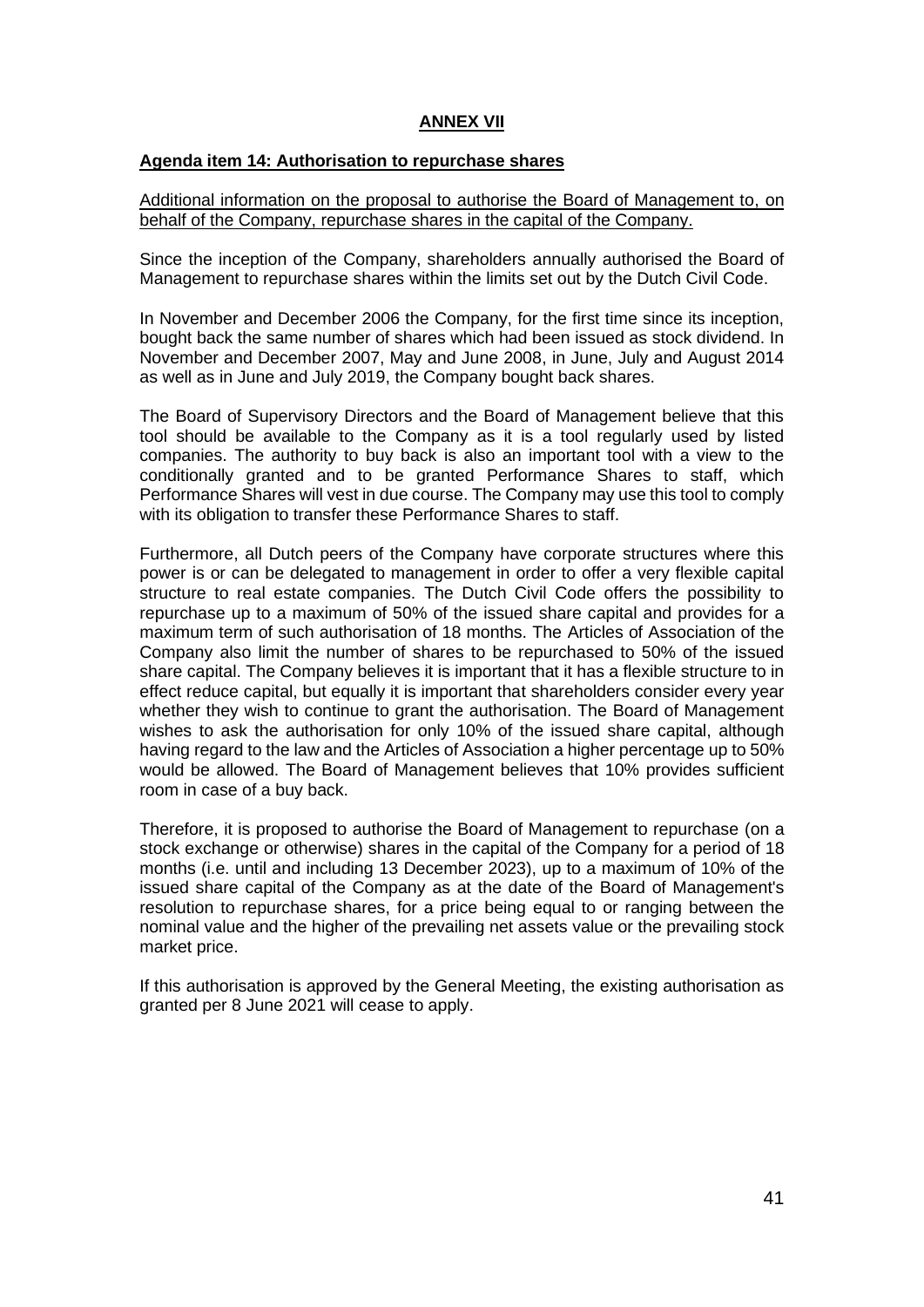# ANNEX VII

## Agenda item 14: Authorisation to repurchase shares

Additional information on the proposal to authorise the Board of Management to, on behalf of the Company, repurchase shares in the capital of the Company.

Since the inception of the Company, shareholders annually authorised the Board of Management to repurchase shares within the limits set out by the Dutch Civil Code.

In November and December 2006 the Company, for the first time since its inception, bought back the same number of shares which had been issued as stock dividend. In November and December 2007, May and June 2008, in June, July and August 2014 as well as in June and July 2019, the Company bought back shares.

The Board of Supervisory Directors and the Board of Management believe that this tool should be available to the Company as it is a tool regularly used by listed companies. The authority to buy back is also an important tool with a view to the conditionally granted and to be granted Performance Shares to staff, which Performance Shares will vest in due course. The Company may use this tool to comply with its obligation to transfer these Performance Shares to staff.

Furthermore, all Dutch peers of the Company have corporate structures where this power is or can be delegated to management in order to offer a very flexible capital structure to real estate companies. The Dutch Civil Code offers the possibility to repurchase up to a maximum of 50% of the issued share capital and provides for a maximum term of such authorisation of 18 months. The Articles of Association of the Company also limit the number of shares to be repurchased to 50% of the issued share capital. The Company believes it is important that it has a flexible structure to in effect reduce capital, but equally it is important that shareholders consider every year whether they wish to continue to grant the authorisation. The Board of Management wishes to ask the authorisation for only 10% of the issued share capital, although having regard to the law and the Articles of Association a higher percentage up to 50% would be allowed. The Board of Management believes that 10% provides sufficient room in case of a buy back.

Therefore, it is proposed to authorise the Board of Management to repurchase (on a stock exchange or otherwise) shares in the capital of the Company for a period of 18 months (i.e. until and including 13 December 2023), up to a maximum of 10% of the issued share capital of the Company as at the date of the Board of Management's resolution to repurchase shares, for a price being equal to or ranging between the nominal value and the higher of the prevailing net assets value or the prevailing stock market price.

If this authorisation is approved by the General Meeting, the existing authorisation as granted per 8 June 2021 will cease to apply.